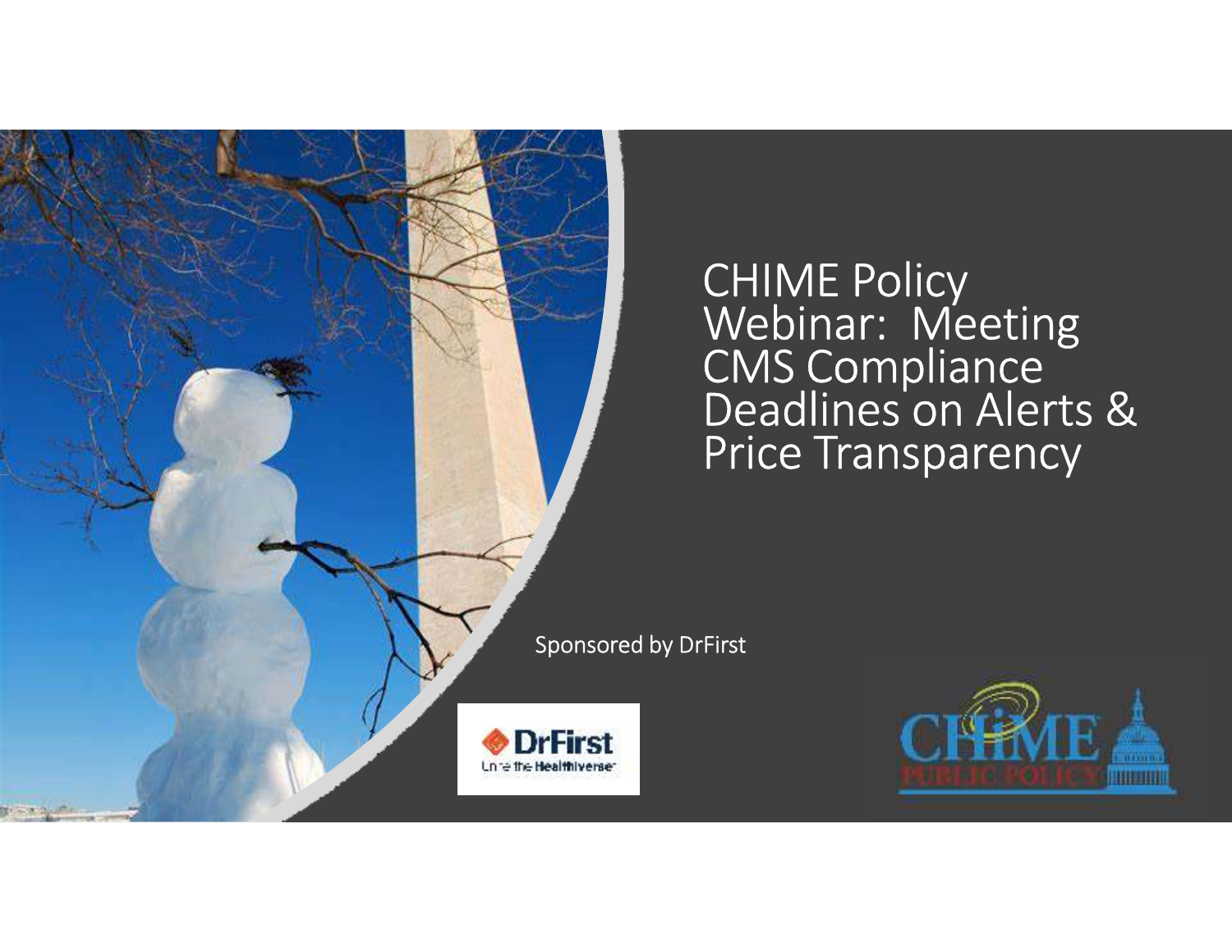# CHIME Policy Webinar: Meeting CMS Compliance Deadlines on Alerts & Price Transparency

Sponsored by DrFirst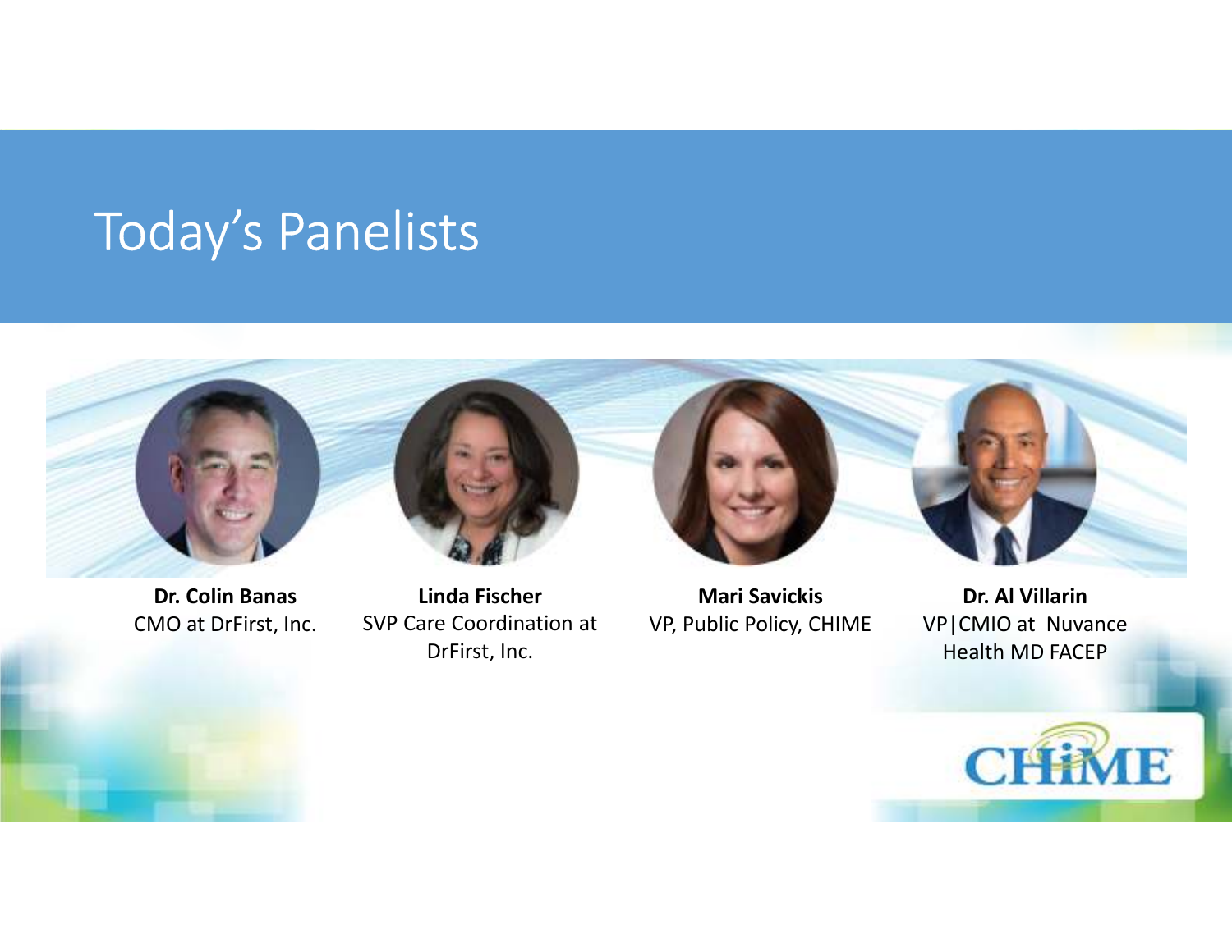# Today's Panelists

**Dr. Colin Banas**
CMO at DrFirst, Inc.

**Linda Fischer**
SVP Care Coordination at DrFirst, Inc.

**Mari Savickis**
VP, Public Policy, CHIME

**Dr. Al Villarin**
VP|CMIO at Nuvance Health MD FACEP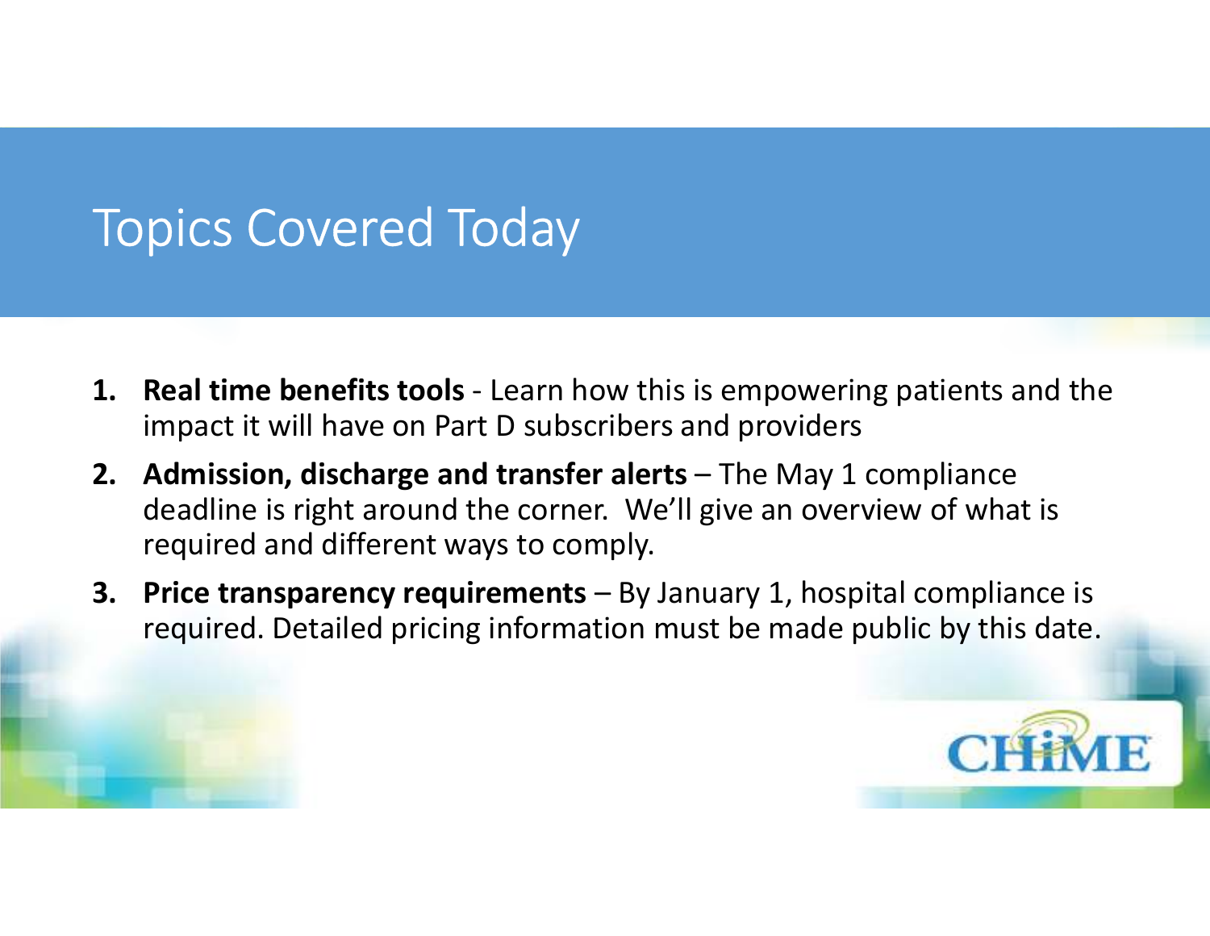# Topics Covered Today

1. **Real time benefits tools** - Learn how this is empowering patients and the impact it will have on Part D subscribers and providers
2. **Admission, discharge and transfer alerts** – The May 1 compliance deadline is right around the corner. We'll give an overview of what is required and different ways to comply.
3. **Price transparency requirements** – By January 1, hospital compliance is required. Detailed pricing information must be made public by this date.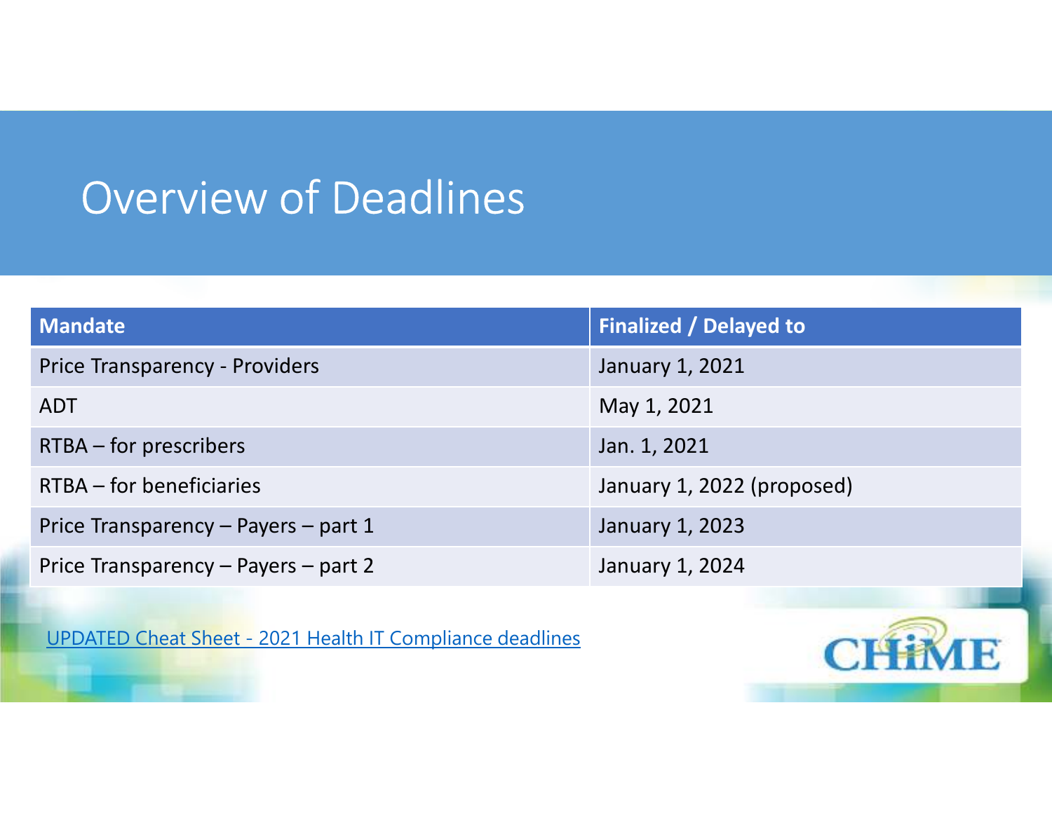# Overview of Deadlines

| Mandate | Finalized / Delayed to |
|---|---|
| Price Transparency - Providers | January 1, 2021 |
| ADT | May 1, 2021 |
| RTBA – for prescribers | Jan. 1, 2021 |
| RTBA – for beneficiaries | January 1, 2022 (proposed) |
| Price Transparency – Payers – part 1 | January 1, 2023 |
| Price Transparency – Payers – part 2 | January 1, 2024 |

UPDATED Cheat Sheet - 2021 Health IT Compliance deadlines

CHiME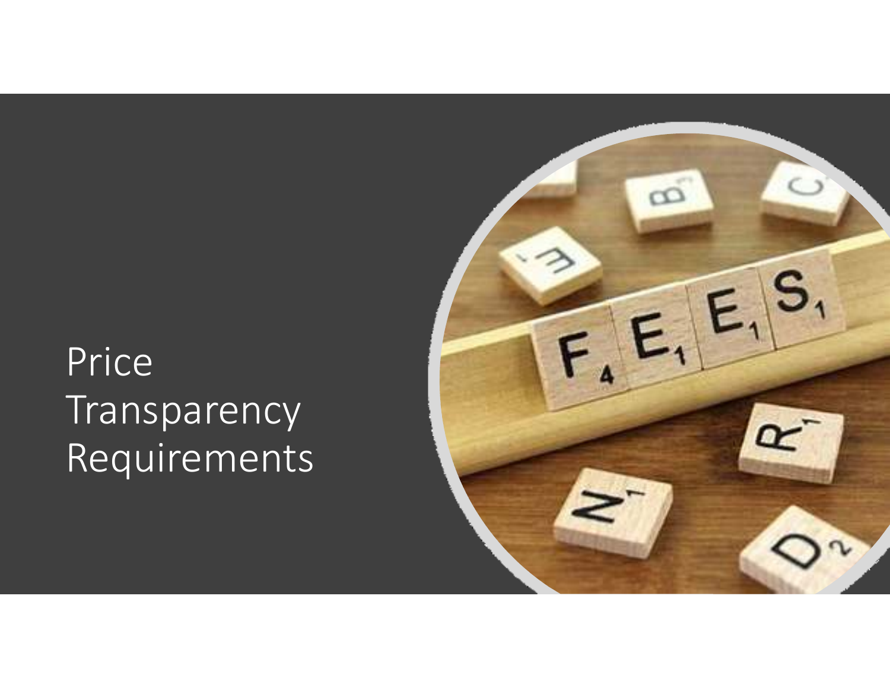# Price Transparency Requirements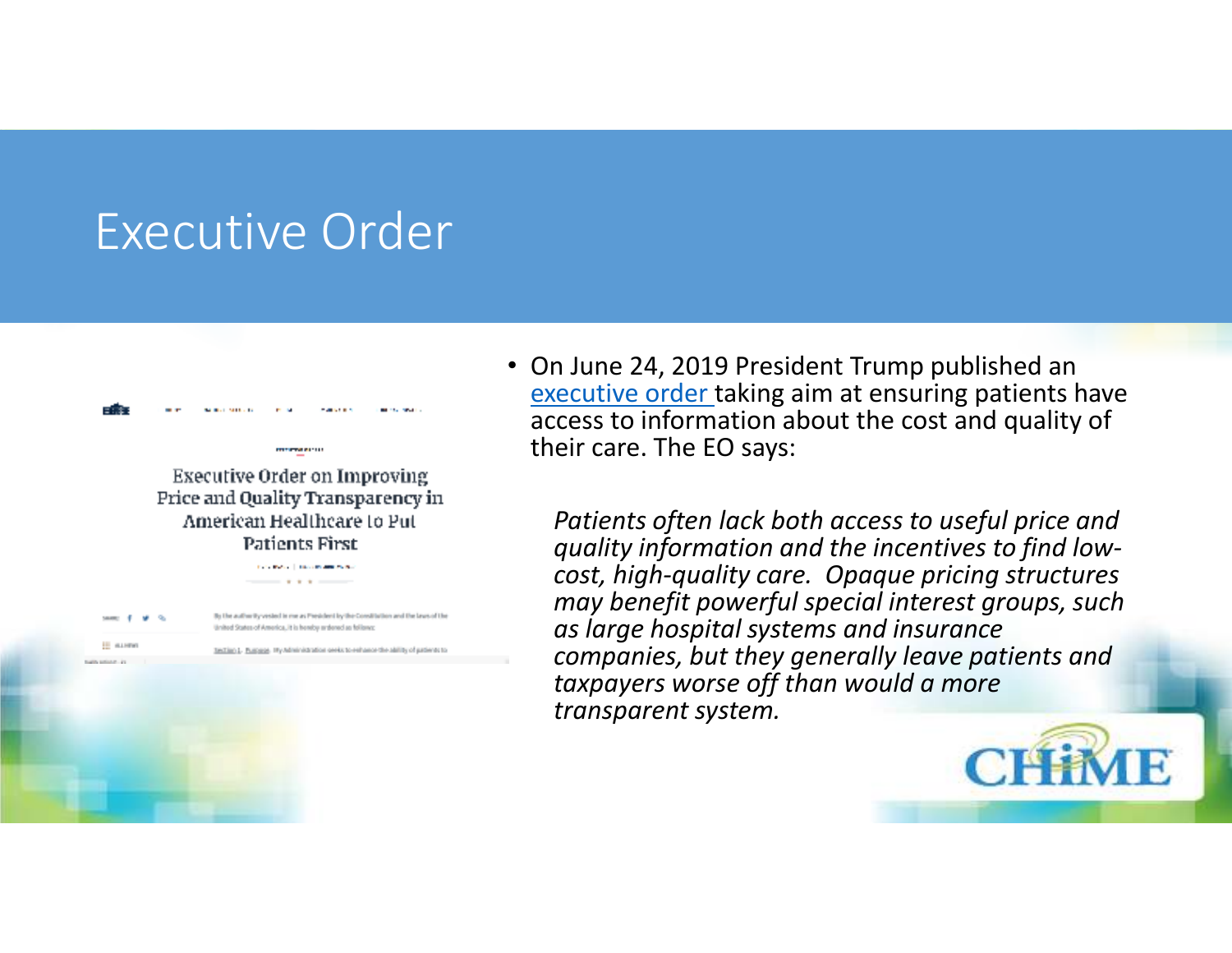# Executive Order

- On June 24, 2019 President Trump published an executive order taking aim at ensuring patients have access to information about the cost and quality of their care. The EO says:

  *Patients often lack both access to useful price and quality information and the incentives to find low-cost, high-quality care. Opaque pricing structures may benefit powerful special interest groups, such as large hospital systems and insurance companies, but they generally leave patients and taxpayers worse off than would a more transparent system.*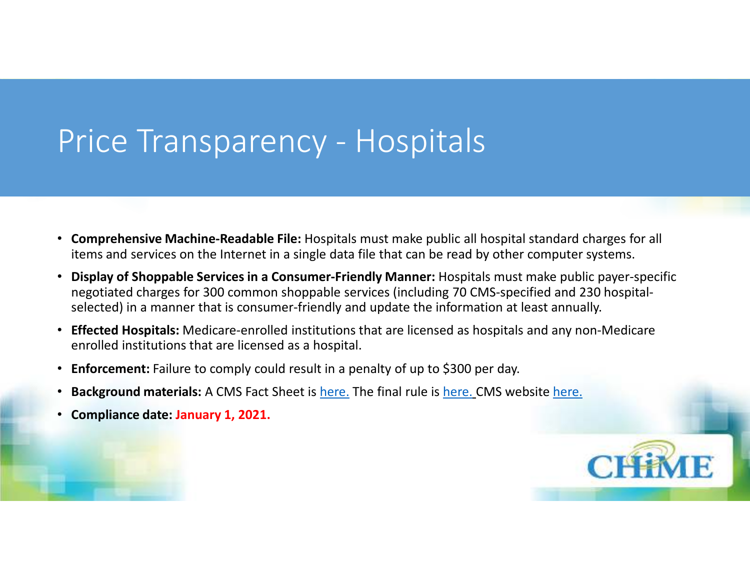# Price Transparency - Hospitals

- **Comprehensive Machine-Readable File:** Hospitals must make public all hospital standard charges for all items and services on the Internet in a single data file that can be read by other computer systems.
- **Display of Shoppable Services in a Consumer-Friendly Manner:** Hospitals must make public payer-specific negotiated charges for 300 common shoppable services (including 70 CMS-specified and 230 hospital-selected) in a manner that is consumer-friendly and update the information at least annually.
- **Effected Hospitals:** Medicare-enrolled institutions that are licensed as hospitals and any non-Medicare enrolled institutions that are licensed as a hospital.
- **Enforcement:** Failure to comply could result in a penalty of up to $300 per day.
- **Background materials:** A CMS Fact Sheet is here. The final rule is here. CMS website here.
- **Compliance date: January 1, 2021.**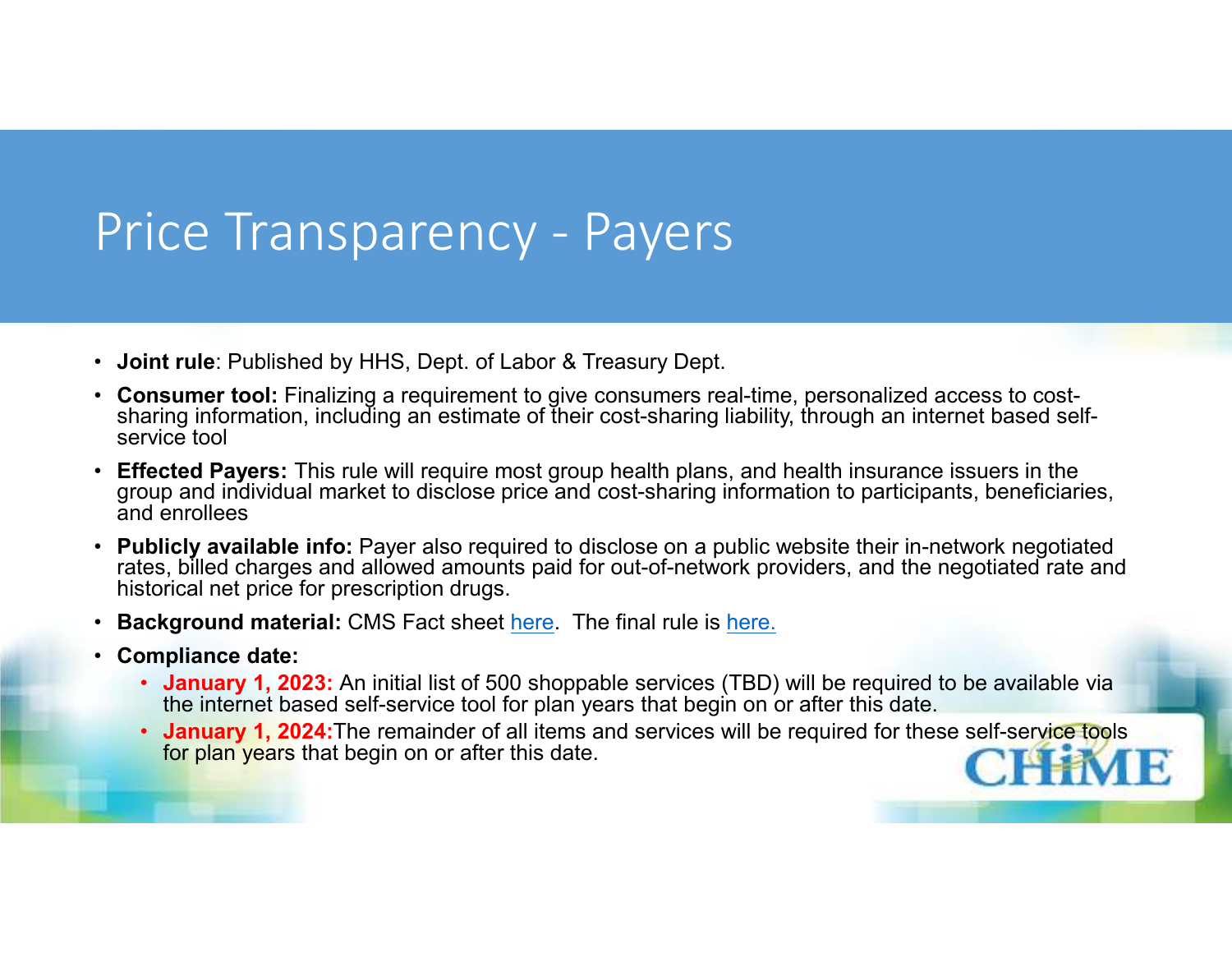# Price Transparency - Payers

- **Joint rule**: Published by HHS, Dept. of Labor & Treasury Dept.
- **Consumer tool:** Finalizing a requirement to give consumers real-time, personalized access to cost-sharing information, including an estimate of their cost-sharing liability, through an internet based self-service tool
- **Effected Payers:** This rule will require most group health plans, and health insurance issuers in the group and individual market to disclose price and cost-sharing information to participants, beneficiaries, and enrollees
- **Publicly available info:** Payer also required to disclose on a public website their in-network negotiated rates, billed charges and allowed amounts paid for out-of-network providers, and the negotiated rate and historical net price for prescription drugs.
- **Background material:** CMS Fact sheet here. The final rule is here.
- **Compliance date:**
  - **January 1, 2023:** An initial list of 500 shoppable services (TBD) will be required to be available via the internet based self-service tool for plan years that begin on or after this date.
  - **January 1, 2024:**The remainder of all items and services will be required for these self-service tools for plan years that begin on or after this date.

CHiME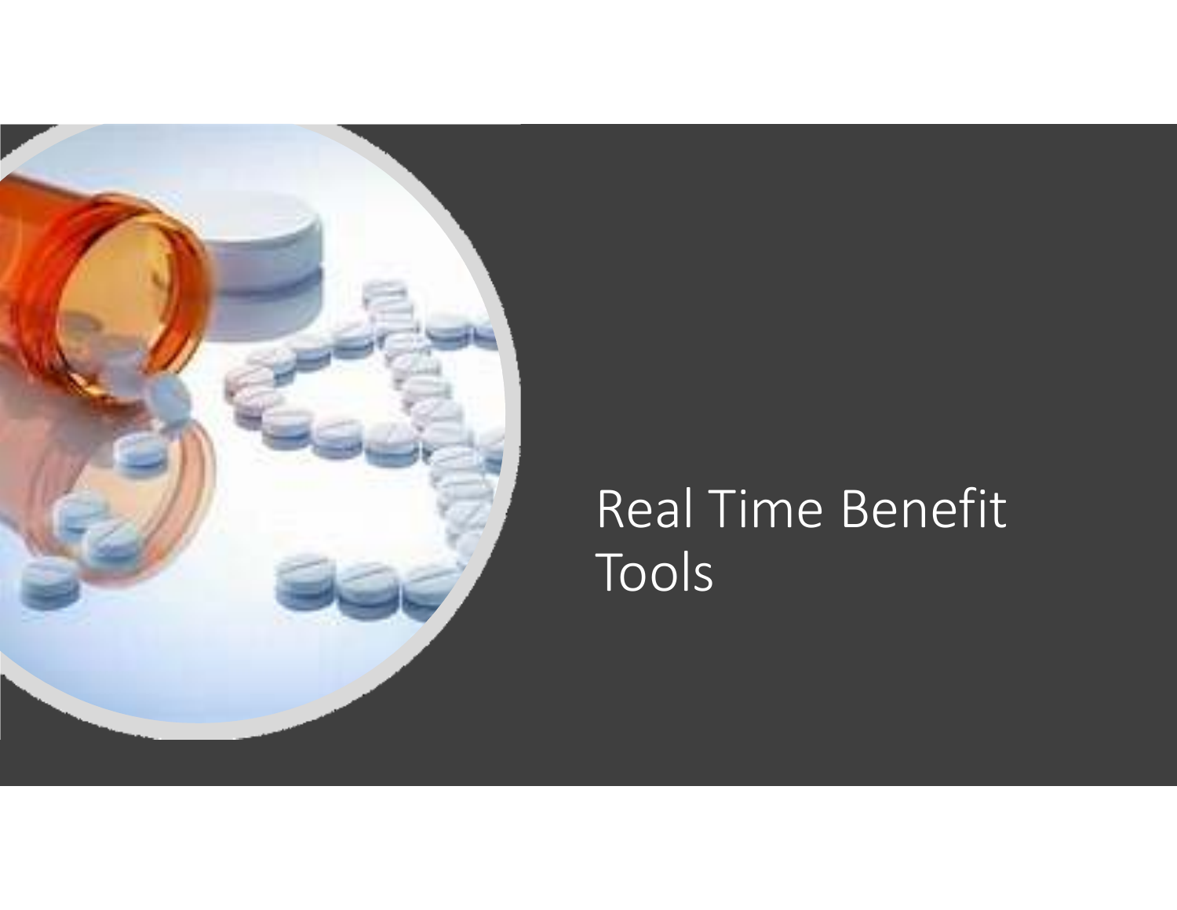# Real Time Benefit Tools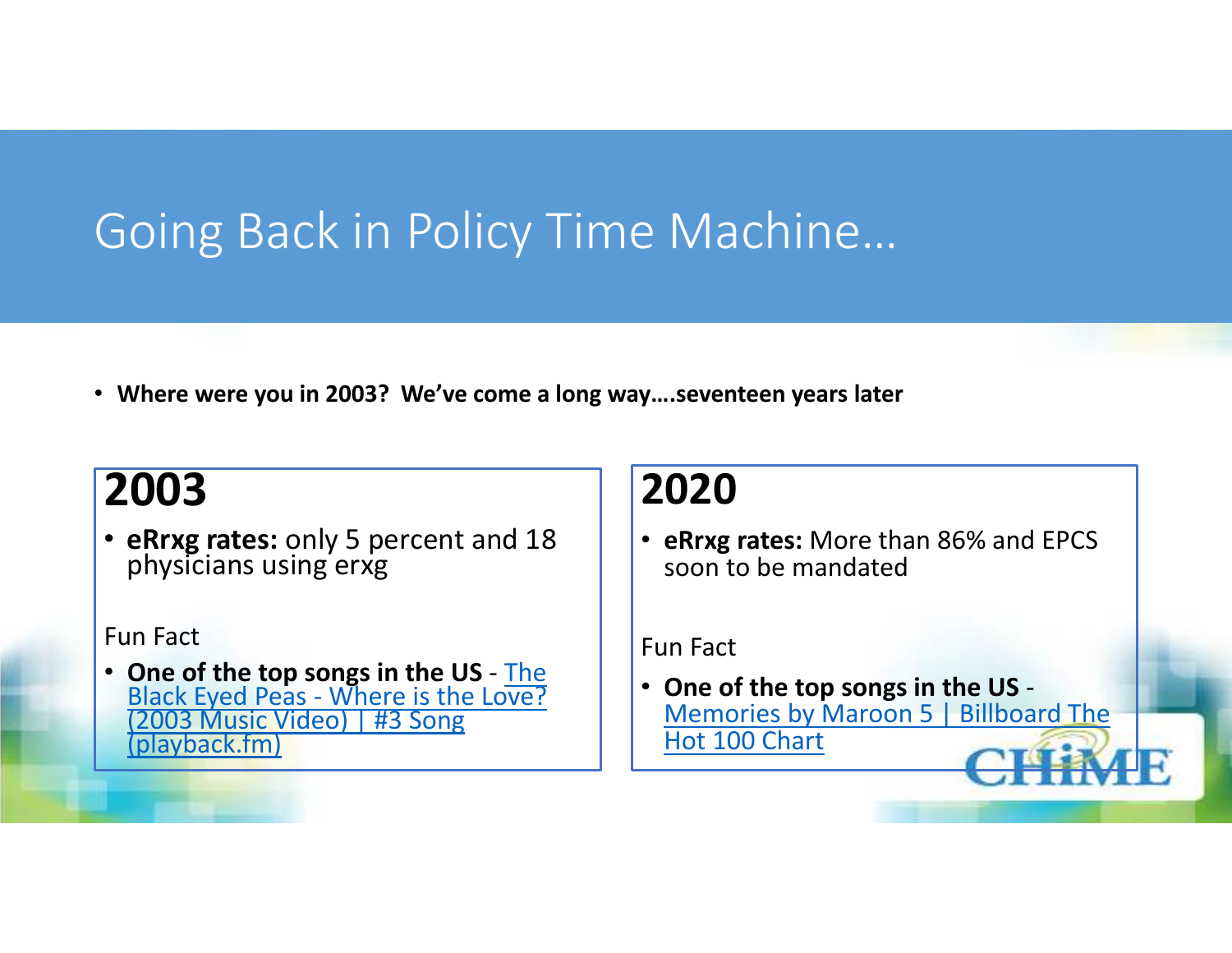# Going Back in Policy Time Machine…

- **Where were you in 2003? We've come a long way….seventeen years later**

## 2003

- **eRrxg rates:** only 5 percent and 18 physicians using erxg

Fun Fact

- **One of the top songs in the US** - The Black Eyed Peas - Where is the Love? (2003 Music Video) | #3 Song (playback.fm)

## 2020

- **eRrxg rates:** More than 86% and EPCS soon to be mandated

Fun Fact

- **One of the top songs in the US** - Memories by Maroon 5 | Billboard The Hot 100 Chart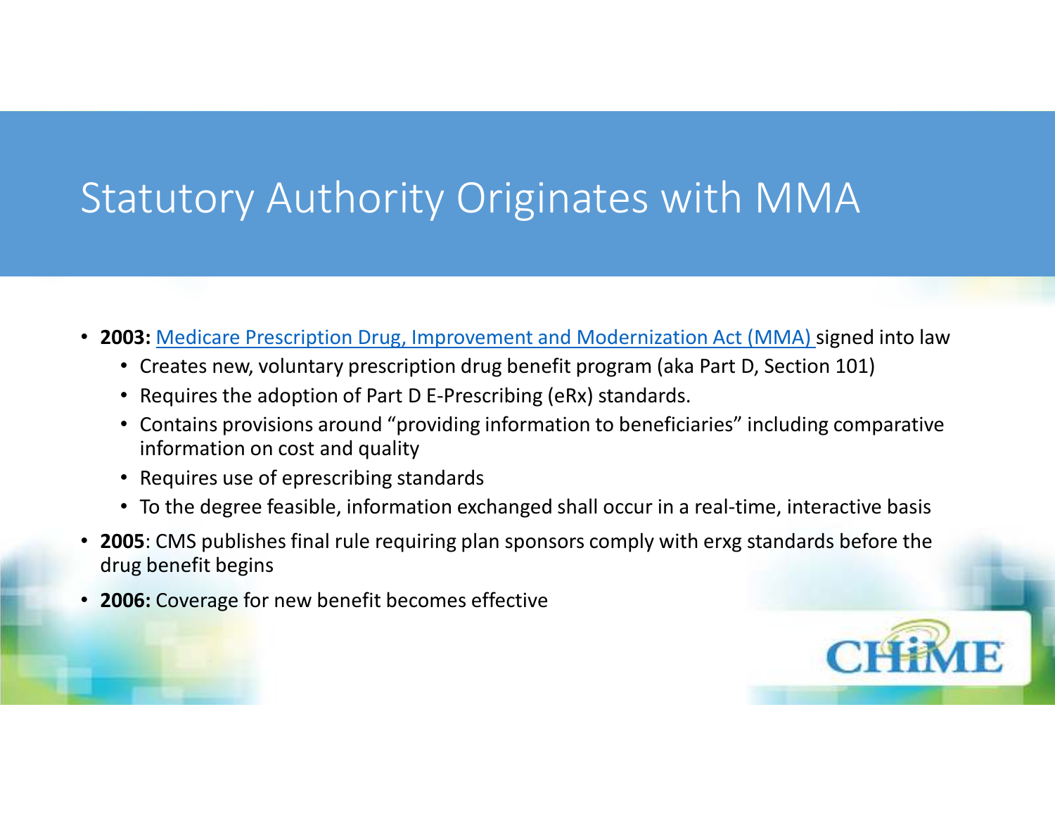# Statutory Authority Originates with MMA

- **2003:** Medicare Prescription Drug, Improvement and Modernization Act (MMA) signed into law
  - Creates new, voluntary prescription drug benefit program (aka Part D, Section 101)
  - Requires the adoption of Part D E-Prescribing (eRx) standards.
  - Contains provisions around "providing information to beneficiaries" including comparative information on cost and quality
  - Requires use of eprescribing standards
  - To the degree feasible, information exchanged shall occur in a real-time, interactive basis
- **2005**: CMS publishes final rule requiring plan sponsors comply with erxg standards before the drug benefit begins
- **2006:** Coverage for new benefit becomes effective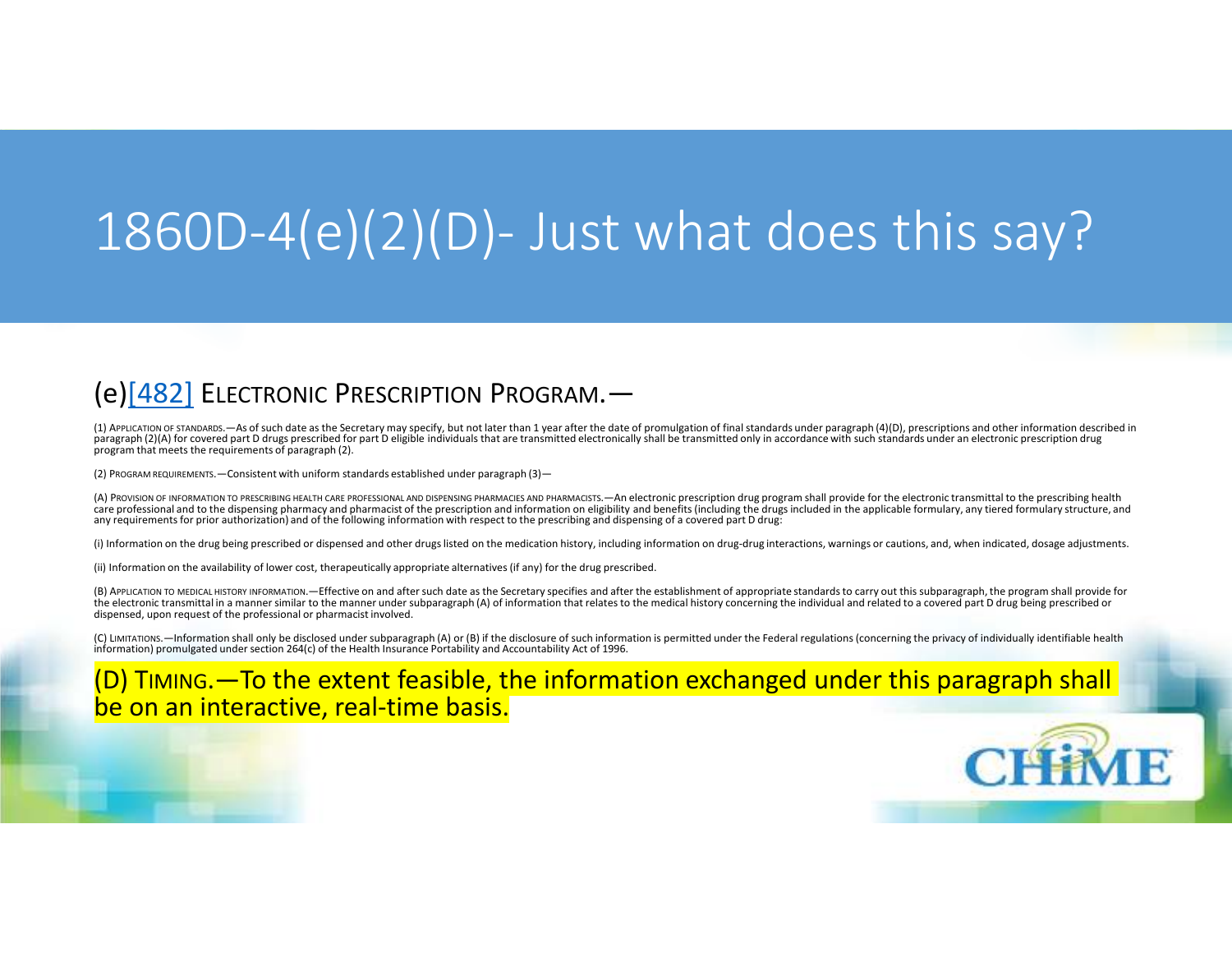# 1860D-4(e)(2)(D)- Just what does this say?

## (e)[482] ELECTRONIC PRESCRIPTION PROGRAM.—

(1) APPLICATION OF STANDARDS.—As of such date as the Secretary may specify, but not later than 1 year after the date of promulgation of final standards under paragraph (4)(D), prescriptions and other information described in paragraph (2)(A) for covered part D drugs prescribed for part D eligible individuals that are transmitted electronically shall be transmitted only in accordance with such standards under an electronic prescription drug program that meets the requirements of paragraph (2).

(2) PROGRAM REQUIREMENTS.—Consistent with uniform standards established under paragraph (3)—

(A) PROVISION OF INFORMATION TO PRESCRIBING HEALTH CARE PROFESSIONAL AND DISPENSING PHARMACIES AND PHARMACISTS.—An electronic prescription drug program shall provide for the electronic transmittal to the prescribing health care professional and to the dispensing pharmacy and pharmacist of the prescription and information on eligibility and benefits (including the drugs included in the applicable formulary, any tiered formulary structure, and any requirements for prior authorization) and of the following information with respect to the prescribing and dispensing of a covered part D drug:

(i) Information on the drug being prescribed or dispensed and other drugs listed on the medication history, including information on drug-drug interactions, warnings or cautions, and, when indicated, dosage adjustments.

(ii) Information on the availability of lower cost, therapeutically appropriate alternatives (if any) for the drug prescribed.

(B) APPLICATION TO MEDICAL HISTORY INFORMATION.—Effective on and after such date as the Secretary specifies and after the establishment of appropriate standards to carry out this subparagraph, the program shall provide for the electronic transmittal in a manner similar to the manner under subparagraph (A) of information that relates to the medical history concerning the individual and related to a covered part D drug being prescribed or dispensed, upon request of the professional or pharmacist involved.

(C) LIMITATIONS.—Information shall only be disclosed under subparagraph (A) or (B) if the disclosure of such information is permitted under the Federal regulations (concerning the privacy of individually identifiable health information) promulgated under section 264(c) of the Health Insurance Portability and Accountability Act of 1996.

(D) TIMING.—To the extent feasible, the information exchanged under this paragraph shall be on an interactive, real-time basis.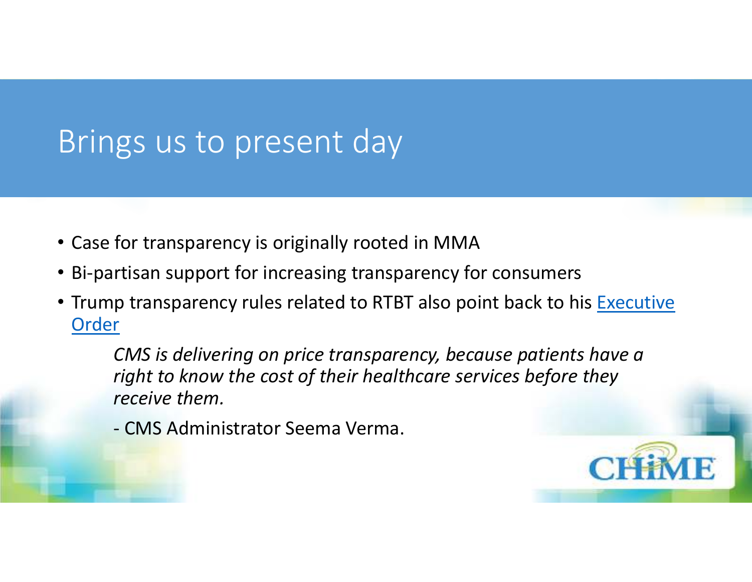# Brings us to present day

- Case for transparency is originally rooted in MMA
- Bi-partisan support for increasing transparency for consumers
- Trump transparency rules related to RTBT also point back to his Executive Order

> *CMS is delivering on price transparency, because patients have a right to know the cost of their healthcare services before they receive them.*
>
> - CMS Administrator Seema Verma.

CHiME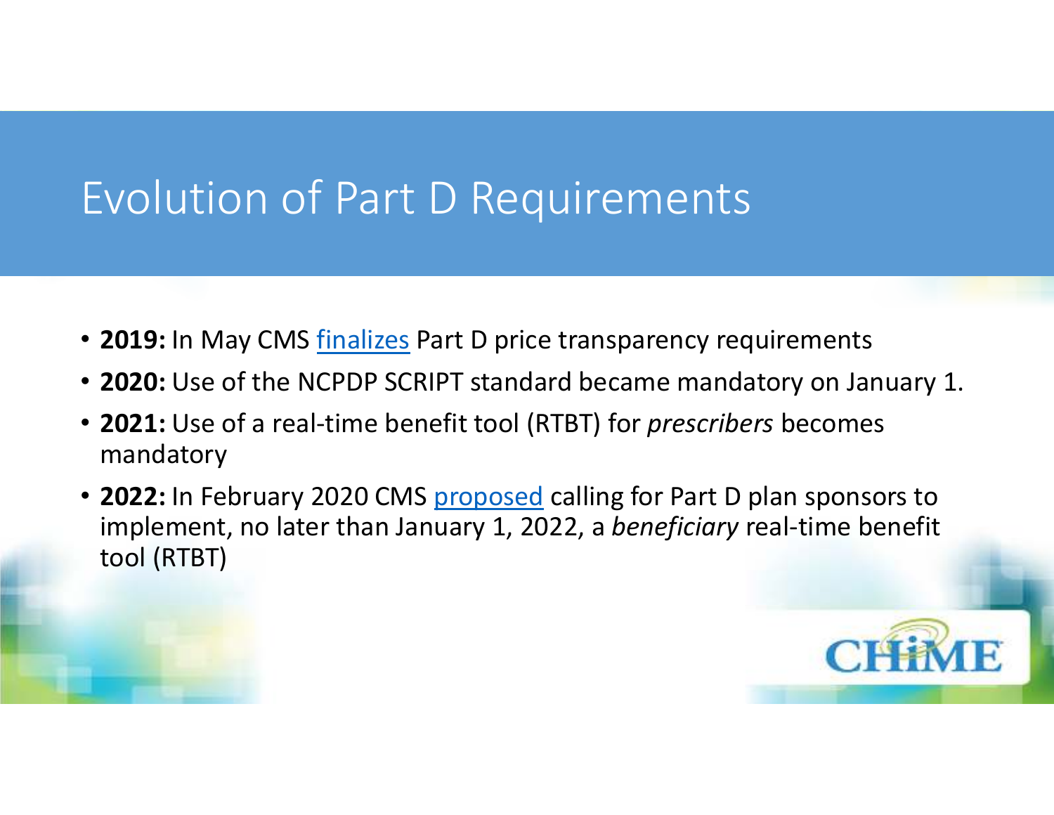# Evolution of Part D Requirements

- **2019:** In May CMS finalizes Part D price transparency requirements
- **2020:** Use of the NCPDP SCRIPT standard became mandatory on January 1.
- **2021:** Use of a real-time benefit tool (RTBT) for *prescribers* becomes mandatory
- **2022:** In February 2020 CMS proposed calling for Part D plan sponsors to implement, no later than January 1, 2022, a *beneficiary* real-time benefit tool (RTBT)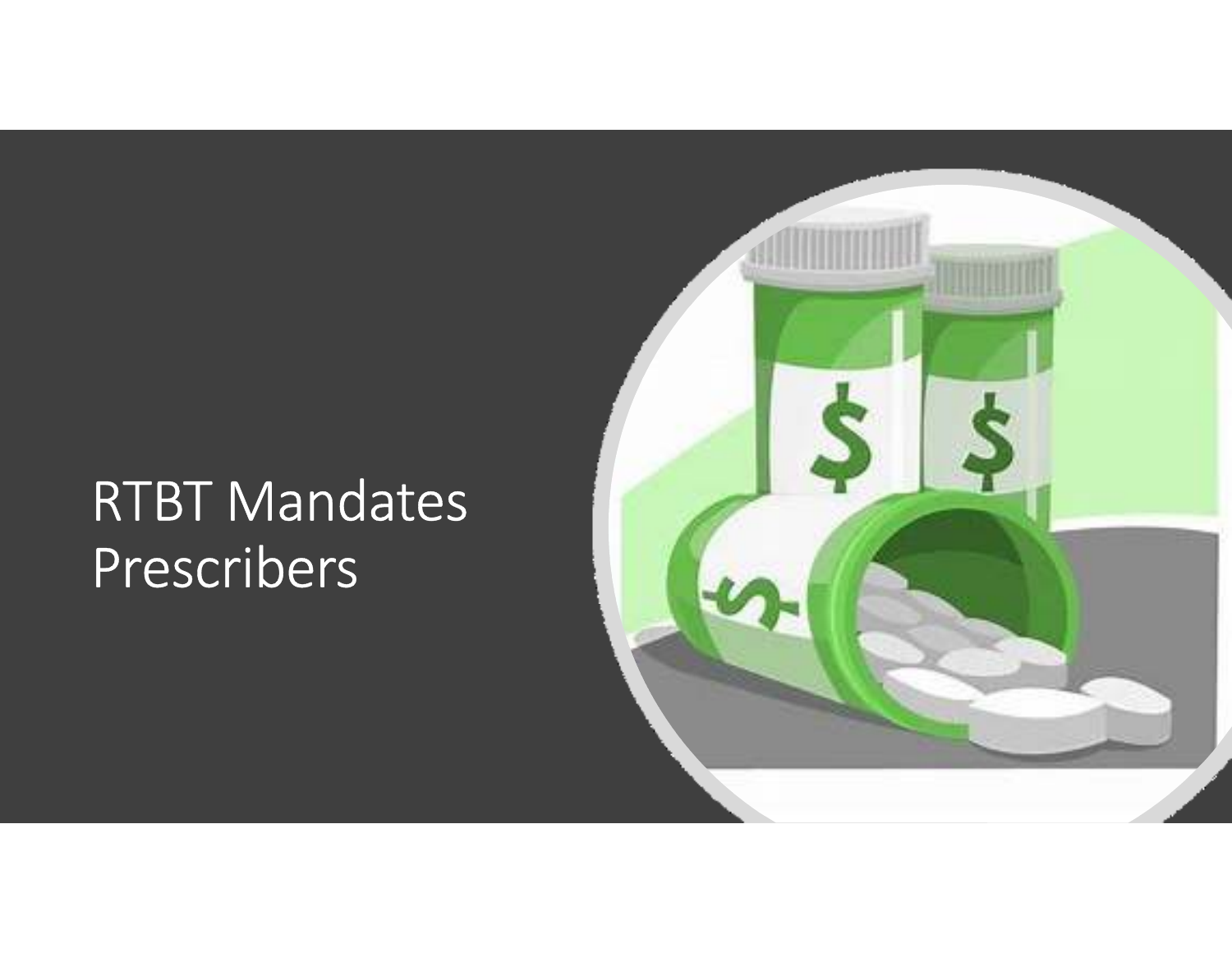# RTBT Mandates Prescribers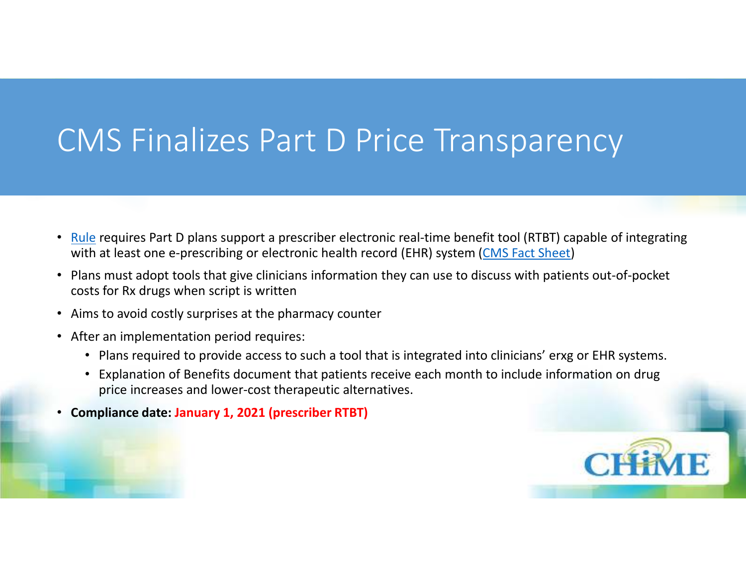# CMS Finalizes Part D Price Transparency

- Rule requires Part D plans support a prescriber electronic real-time benefit tool (RTBT) capable of integrating with at least one e-prescribing or electronic health record (EHR) system (CMS Fact Sheet)
- Plans must adopt tools that give clinicians information they can use to discuss with patients out-of-pocket costs for Rx drugs when script is written
- Aims to avoid costly surprises at the pharmacy counter
- After an implementation period requires:
  - Plans required to provide access to such a tool that is integrated into clinicians' erxg or EHR systems.
  - Explanation of Benefits document that patients receive each month to include information on drug price increases and lower-cost therapeutic alternatives.
- **Compliance date: January 1, 2021 (prescriber RTBT)**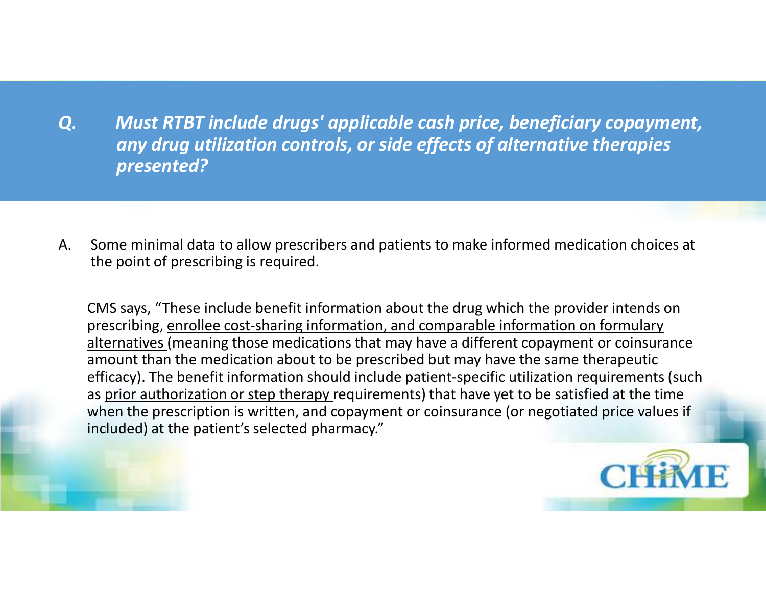## *Q. Must RTBT include drugs' applicable cash price, beneficiary copayment, any drug utilization controls, or side effects of alternative therapies presented?*

A. Some minimal data to allow prescribers and patients to make informed medication choices at the point of prescribing is required.

CMS says, "These include benefit information about the drug which the provider intends on prescribing, enrollee cost-sharing information, and comparable information on formulary alternatives (meaning those medications that may have a different copayment or coinsurance amount than the medication about to be prescribed but may have the same therapeutic efficacy). The benefit information should include patient-specific utilization requirements (such as prior authorization or step therapy requirements) that have yet to be satisfied at the time when the prescription is written, and copayment or coinsurance (or negotiated price values if included) at the patient's selected pharmacy."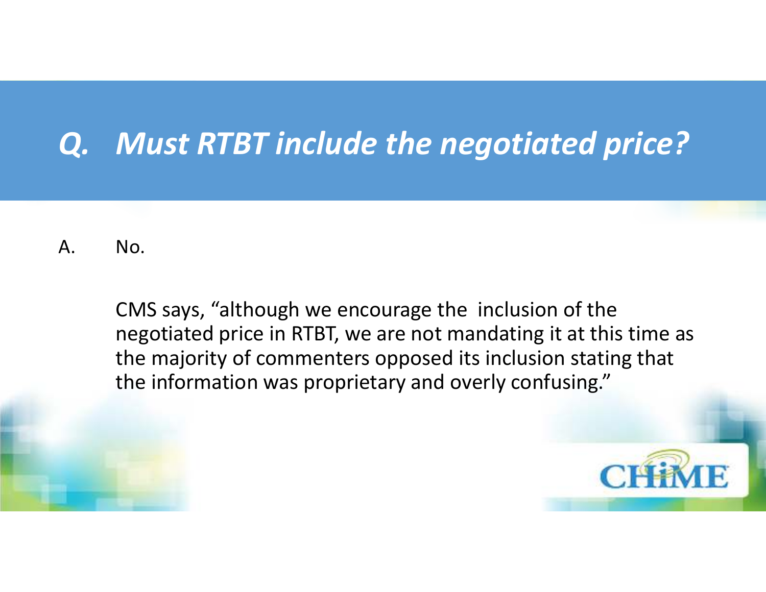# *Q. Must RTBT include the negotiated price?*

A. No.

CMS says, “although we encourage the inclusion of the negotiated price in RTBT, we are not mandating it at this time as the majority of commenters opposed its inclusion stating that the information was proprietary and overly confusing.”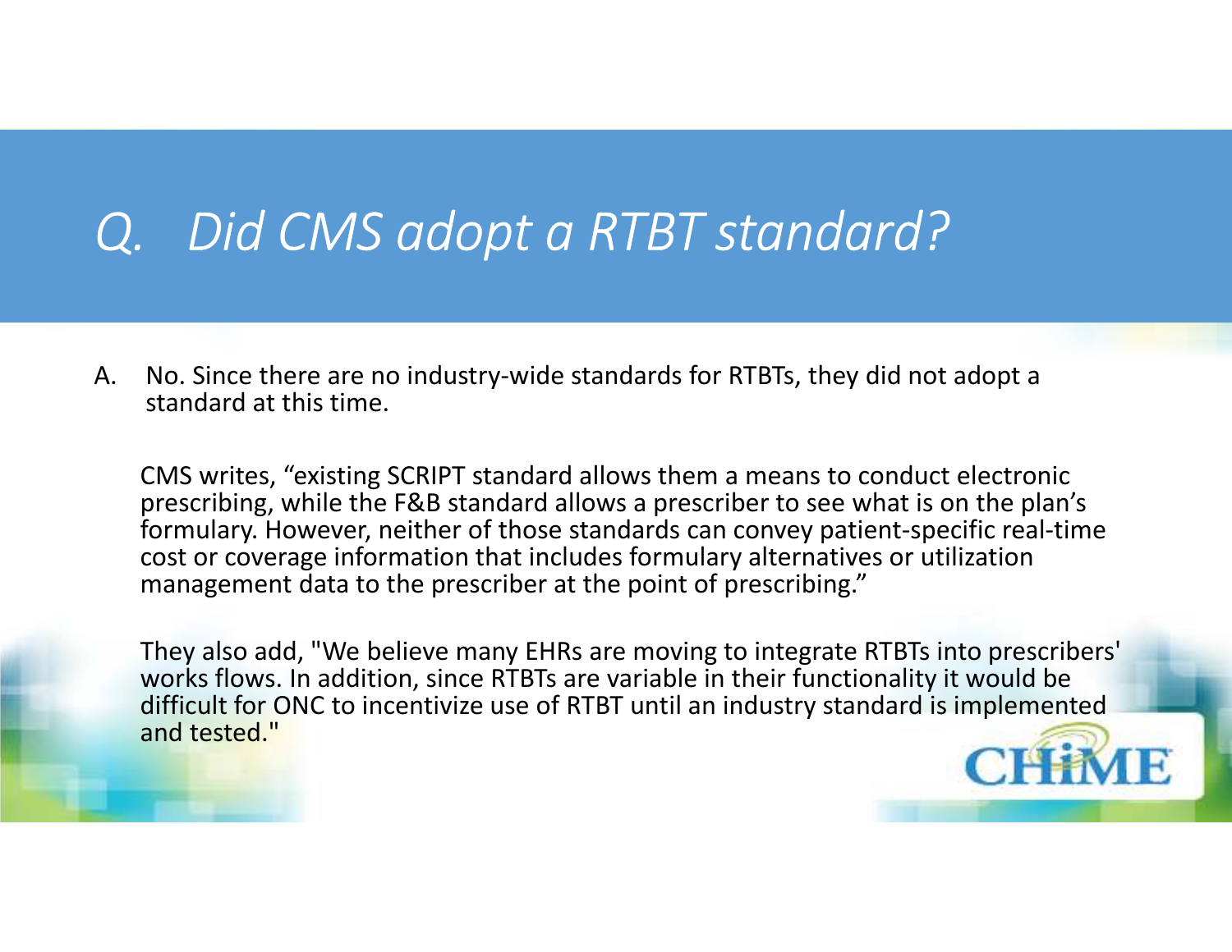# *Q. Did CMS adopt a RTBT standard?*

A. No. Since there are no industry-wide standards for RTBTs, they did not adopt a standard at this time.

CMS writes, “existing SCRIPT standard allows them a means to conduct electronic prescribing, while the F&B standard allows a prescriber to see what is on the plan’s formulary. However, neither of those standards can convey patient-specific real-time cost or coverage information that includes formulary alternatives or utilization management data to the prescriber at the point of prescribing.”

They also add, "We believe many EHRs are moving to integrate RTBTs into prescribers' works flows. In addition, since RTBTs are variable in their functionality it would be difficult for ONC to incentivize use of RTBT until an industry standard is implemented and tested."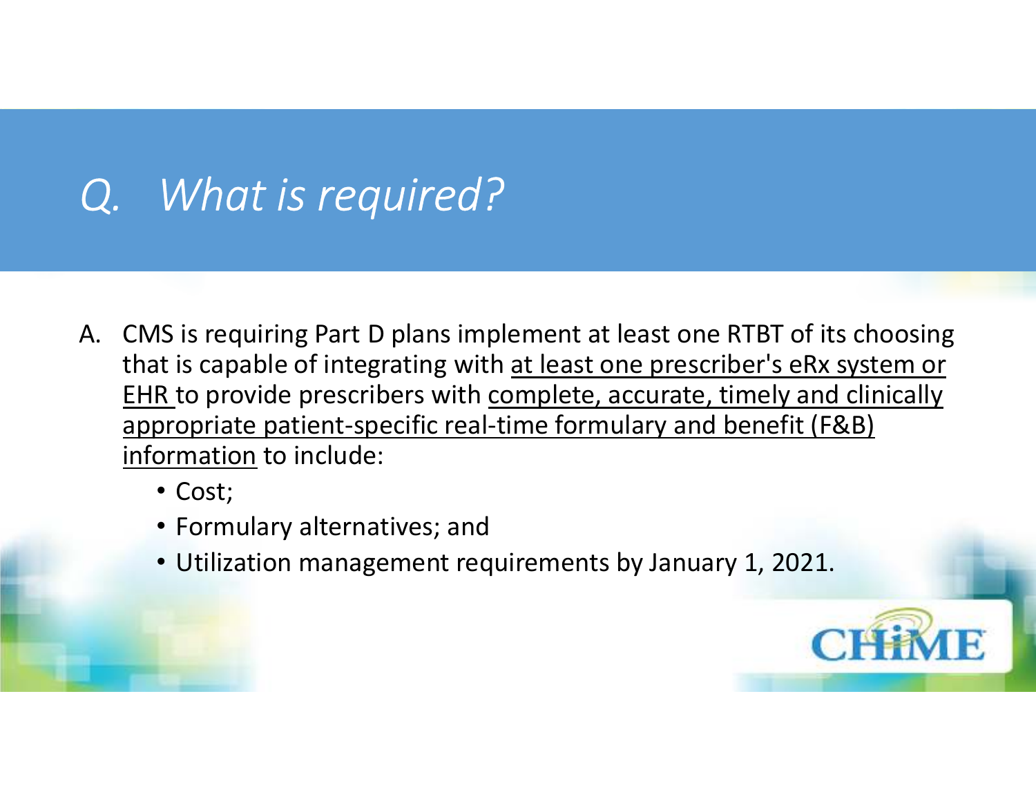# *Q. What is required?*

A. CMS is requiring Part D plans implement at least one RTBT of its choosing that is capable of integrating with <u>at least one prescriber's eRx system or EHR</u> to provide prescribers with <u>complete, accurate, timely and clinically appropriate patient-specific real-time formulary and benefit (F&B) information</u> to include:

- Cost;
- Formulary alternatives; and
- Utilization management requirements by January 1, 2021.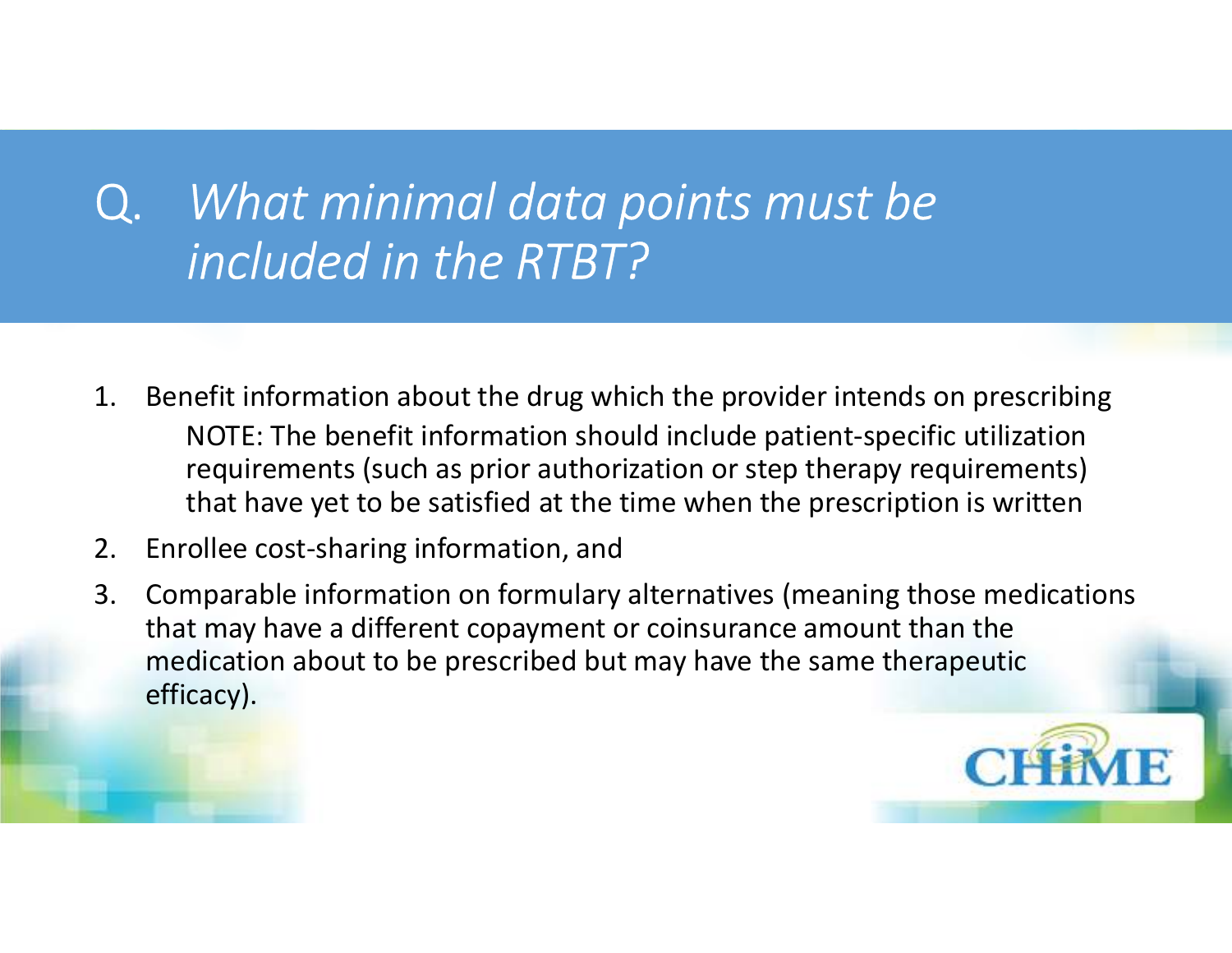# Q. *What minimal data points must be included in the RTBT?*

1. Benefit information about the drug which the provider intends on prescribing

   NOTE: The benefit information should include patient-specific utilization requirements (such as prior authorization or step therapy requirements) that have yet to be satisfied at the time when the prescription is written

2. Enrollee cost-sharing information, and
3. Comparable information on formulary alternatives (meaning those medications that may have a different copayment or coinsurance amount than the medication about to be prescribed but may have the same therapeutic efficacy).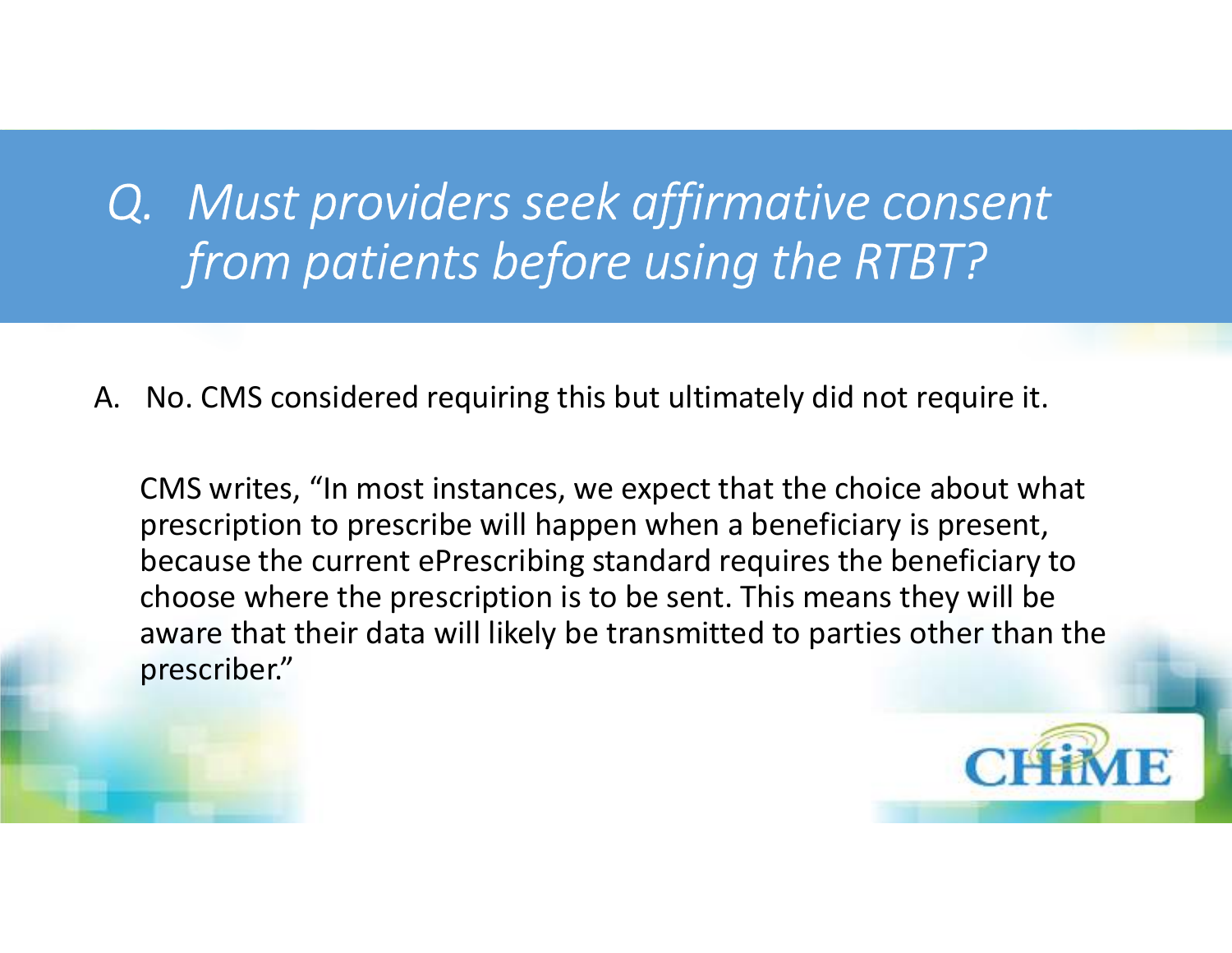# *Q. Must providers seek affirmative consent from patients before using the RTBT?*

A. No. CMS considered requiring this but ultimately did not require it.

CMS writes, "In most instances, we expect that the choice about what prescription to prescribe will happen when a beneficiary is present, because the current ePrescribing standard requires the beneficiary to choose where the prescription is to be sent. This means they will be aware that their data will likely be transmitted to parties other than the prescriber."

CHiME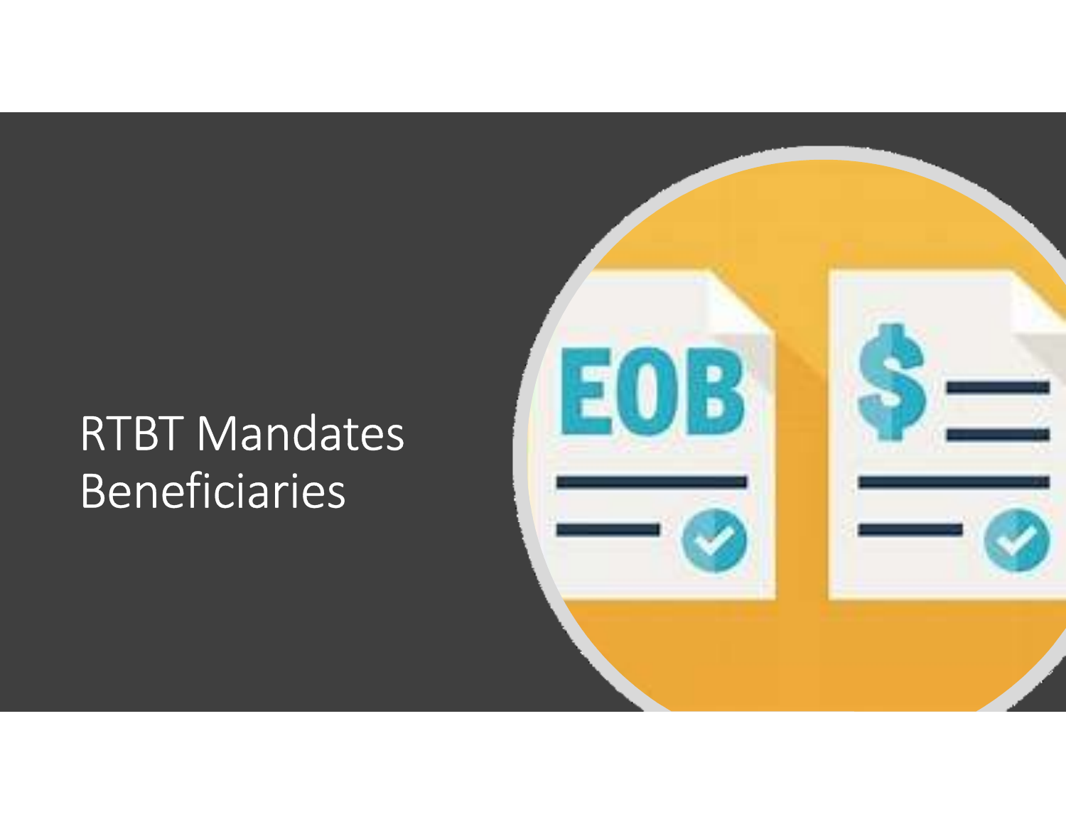# RTBT Mandates Beneficiaries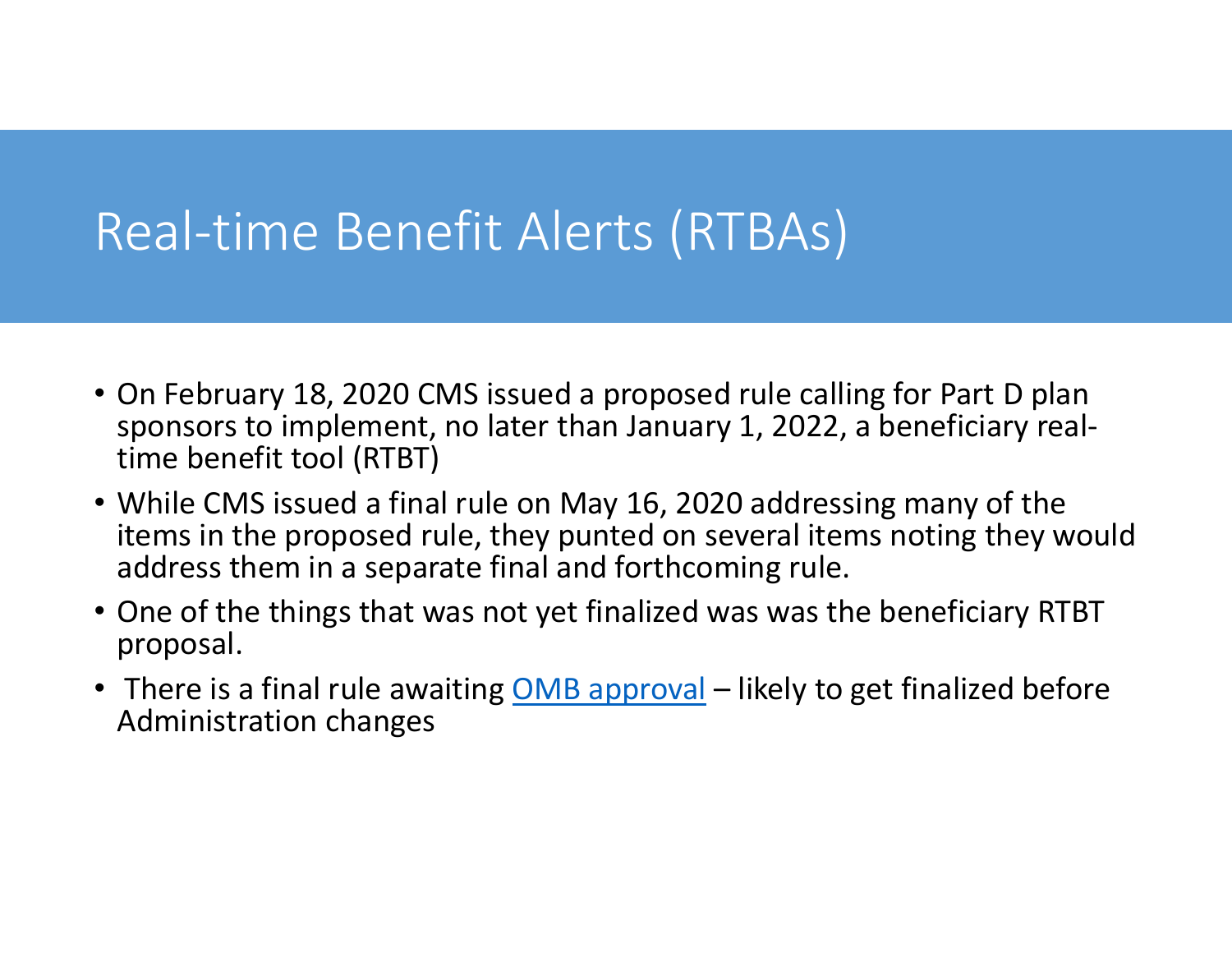# Real-time Benefit Alerts (RTBAs)

- On February 18, 2020 CMS issued a proposed rule calling for Part D plan sponsors to implement, no later than January 1, 2022, a beneficiary real-time benefit tool (RTBT)
- While CMS issued a final rule on May 16, 2020 addressing many of the items in the proposed rule, they punted on several items noting they would address them in a separate final and forthcoming rule.
- One of the things that was not yet finalized was was the beneficiary RTBT proposal.
- There is a final rule awaiting OMB approval – likely to get finalized before Administration changes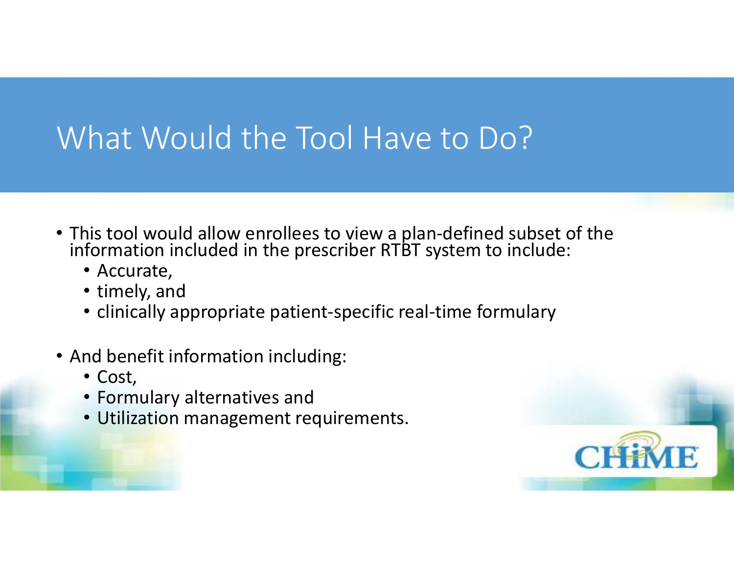# What Would the Tool Have to Do?

- This tool would allow enrollees to view a plan-defined subset of the information included in the prescriber RTBT system to include:
  - Accurate,
  - timely, and
  - clinically appropriate patient-specific real-time formulary
- And benefit information including:
  - Cost,
  - Formulary alternatives and
  - Utilization management requirements.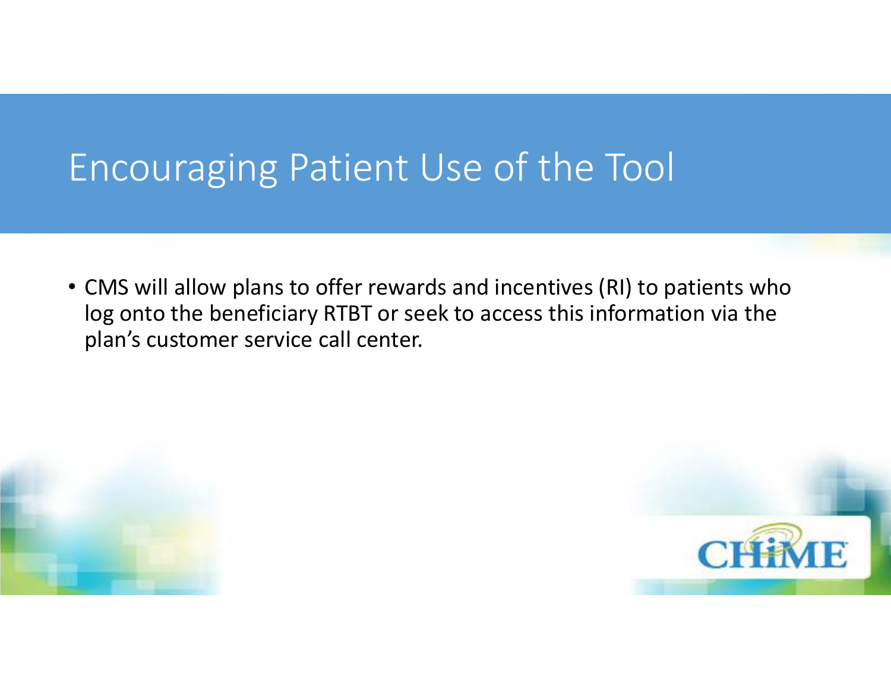# Encouraging Patient Use of the Tool

- CMS will allow plans to offer rewards and incentives (RI) to patients who log onto the beneficiary RTBT or seek to access this information via the plan's customer service call center.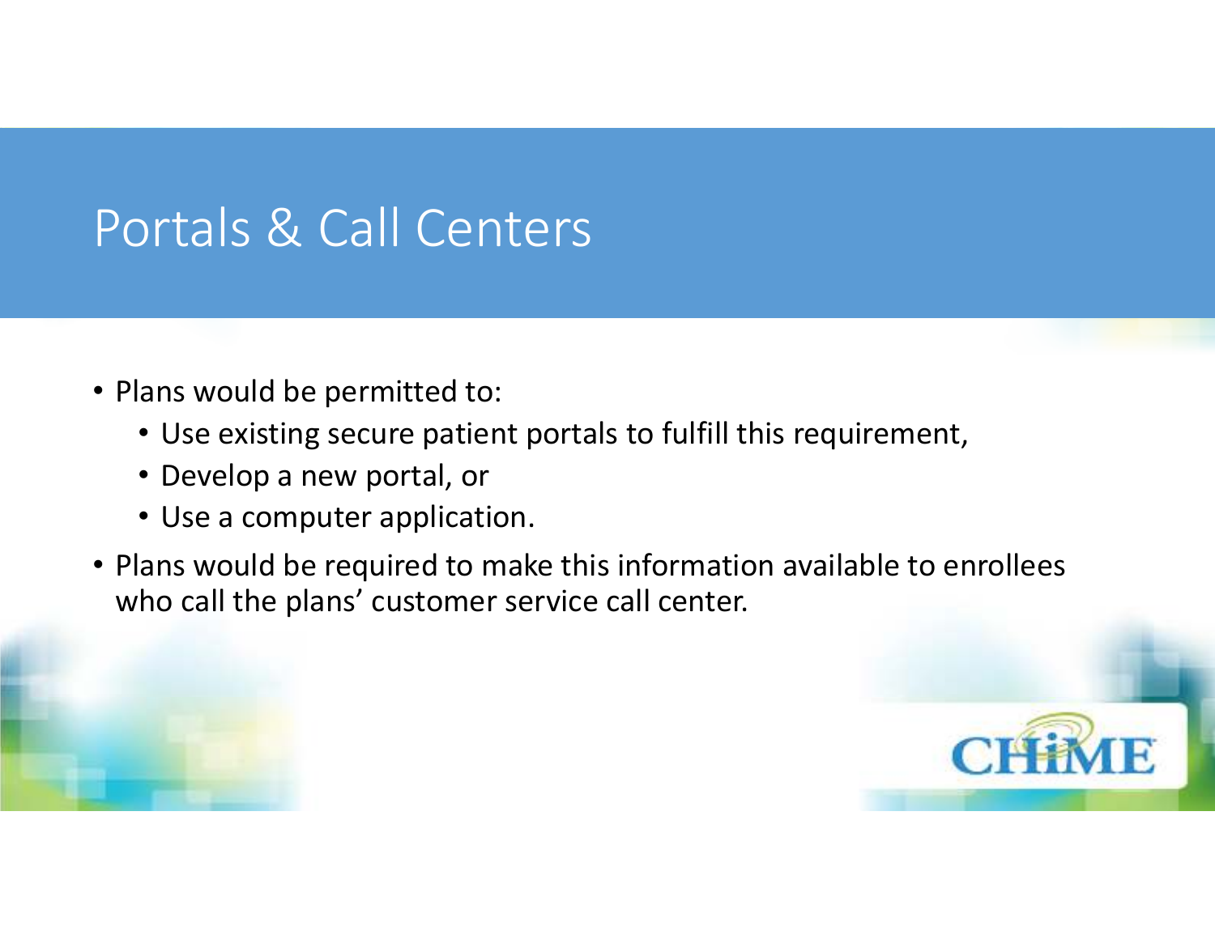# Portals & Call Centers

- Plans would be permitted to:
  - Use existing secure patient portals to fulfill this requirement,
  - Develop a new portal, or
  - Use a computer application.
- Plans would be required to make this information available to enrollees who call the plans' customer service call center.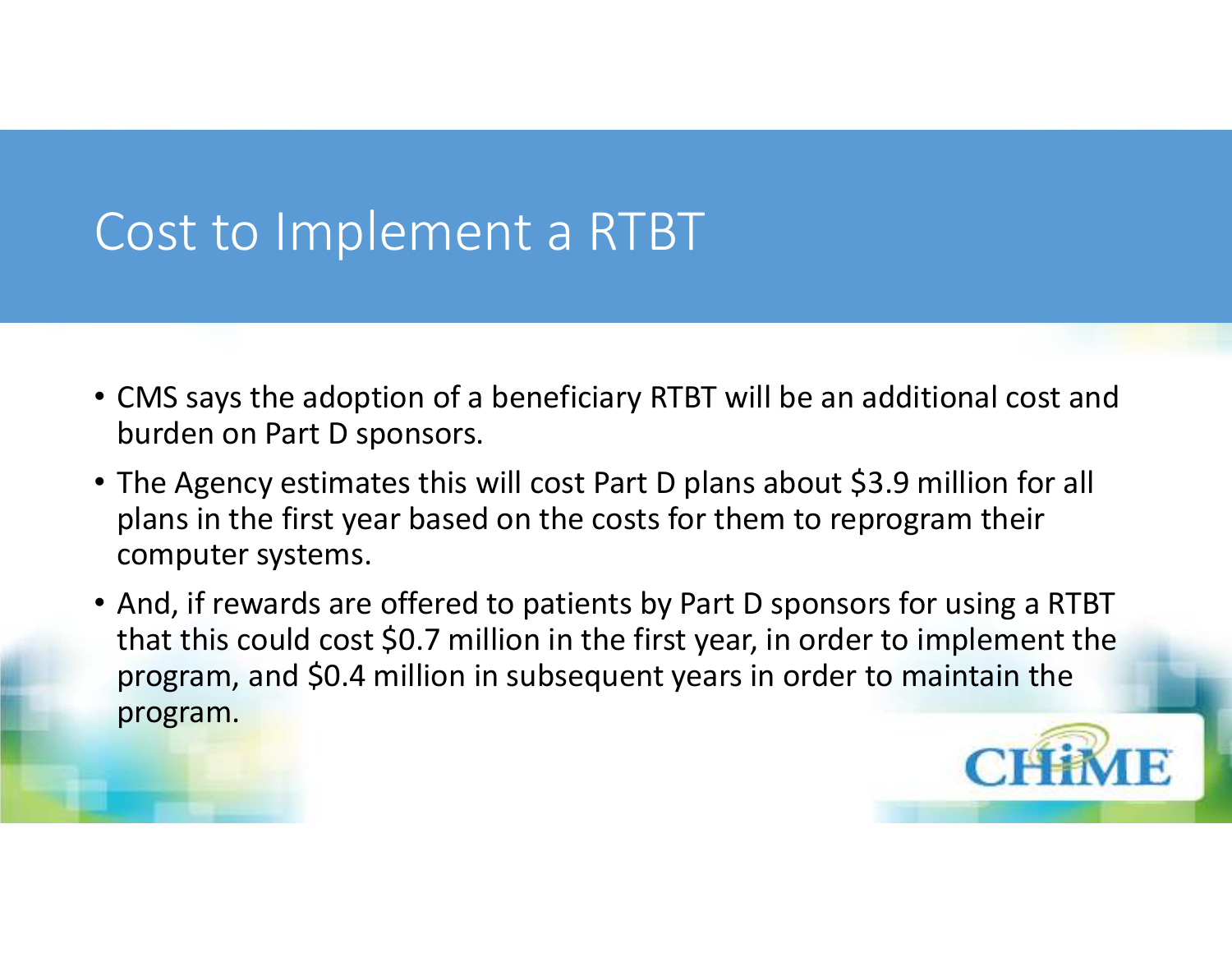# Cost to Implement a RTBT

- CMS says the adoption of a beneficiary RTBT will be an additional cost and burden on Part D sponsors.
- The Agency estimates this will cost Part D plans about $3.9 million for all plans in the first year based on the costs for them to reprogram their computer systems.
- And, if rewards are offered to patients by Part D sponsors for using a RTBT that this could cost $0.7 million in the first year, in order to implement the program, and $0.4 million in subsequent years in order to maintain the program.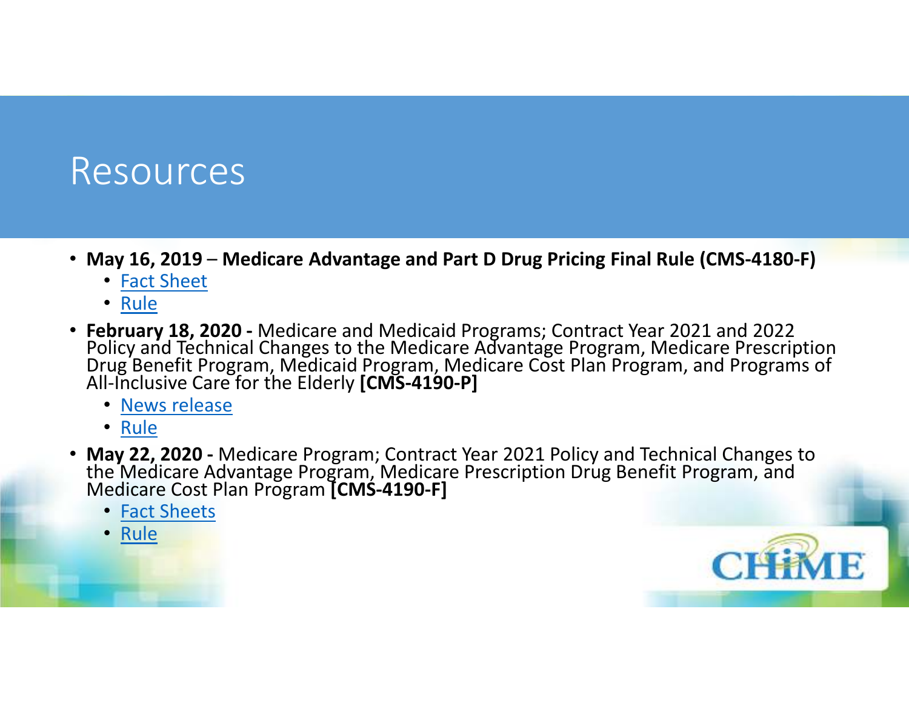# Resources

- **May 16, 2019** – **Medicare Advantage and Part D Drug Pricing Final Rule (CMS-4180-F)**
  - Fact Sheet
  - Rule
- **February 18, 2020 -** Medicare and Medicaid Programs; Contract Year 2021 and 2022 Policy and Technical Changes to the Medicare Advantage Program, Medicare Prescription Drug Benefit Program, Medicaid Program, Medicare Cost Plan Program, and Programs of All-Inclusive Care for the Elderly **[CMS-4190-P]**
  - News release
  - Rule
- **May 22, 2020 -** Medicare Program; Contract Year 2021 Policy and Technical Changes to the Medicare Advantage Program, Medicare Prescription Drug Benefit Program, and Medicare Cost Plan Program **[CMS-4190-F]**
  - Fact Sheets
  - Rule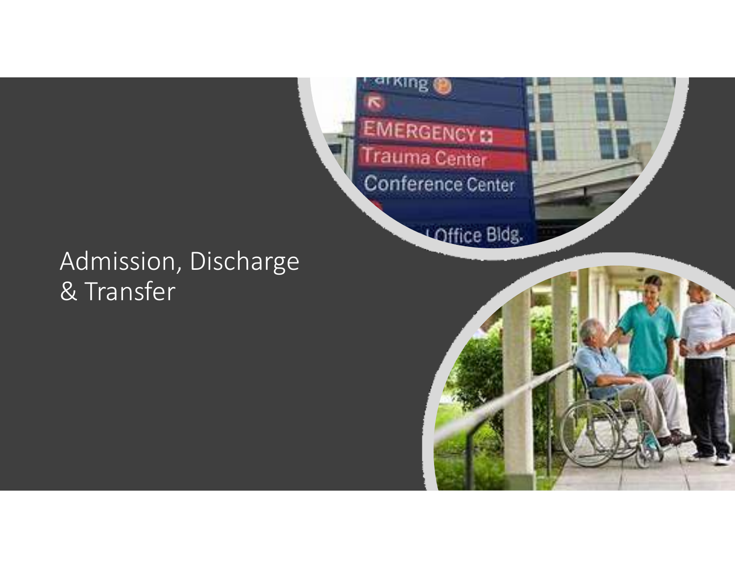# Admission, Discharge & Transfer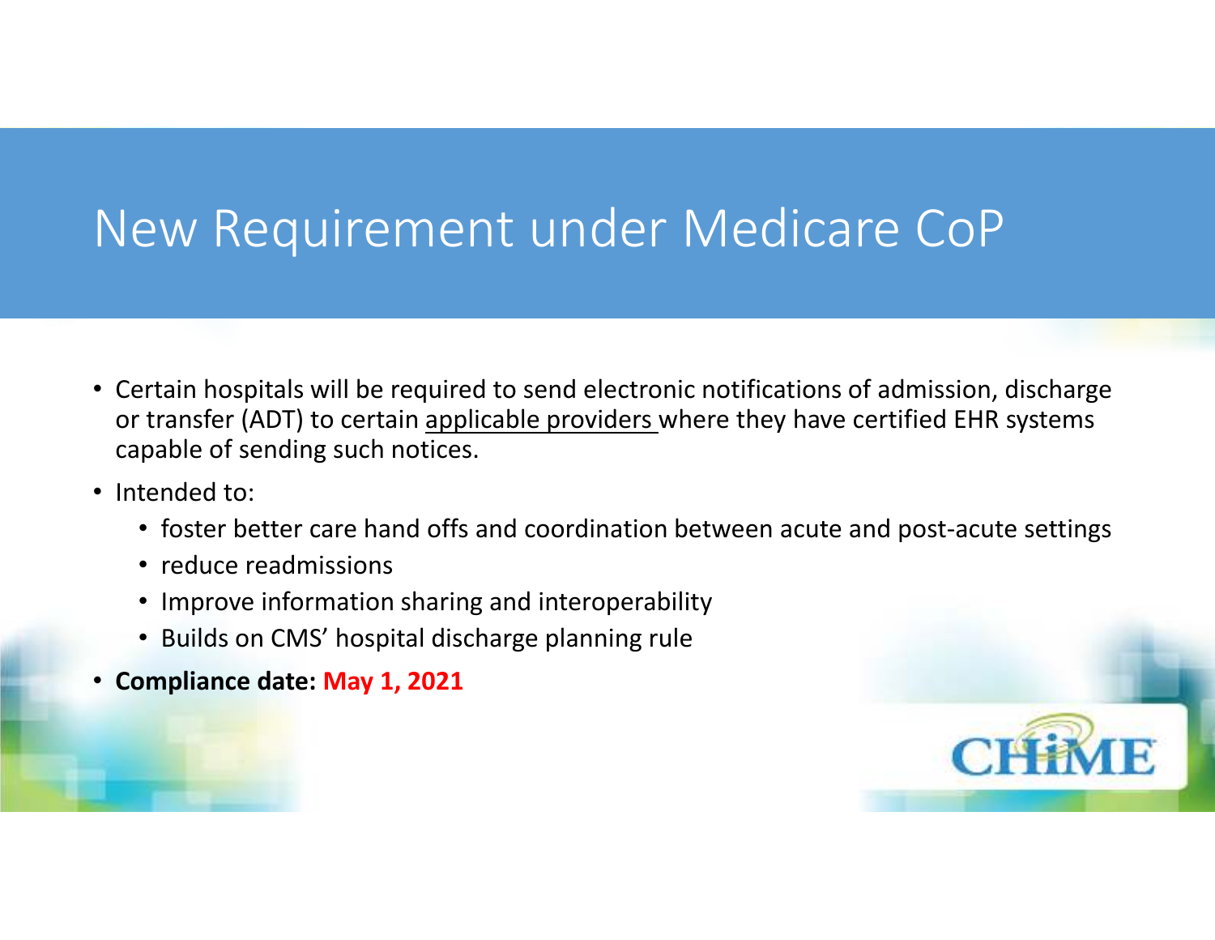# New Requirement under Medicare CoP

- Certain hospitals will be required to send electronic notifications of admission, discharge or transfer (ADT) to certain applicable providers where they have certified EHR systems capable of sending such notices.
- Intended to:
  - foster better care hand offs and coordination between acute and post-acute settings
  - reduce readmissions
  - Improve information sharing and interoperability
  - Builds on CMS' hospital discharge planning rule
- **Compliance date: May 1, 2021**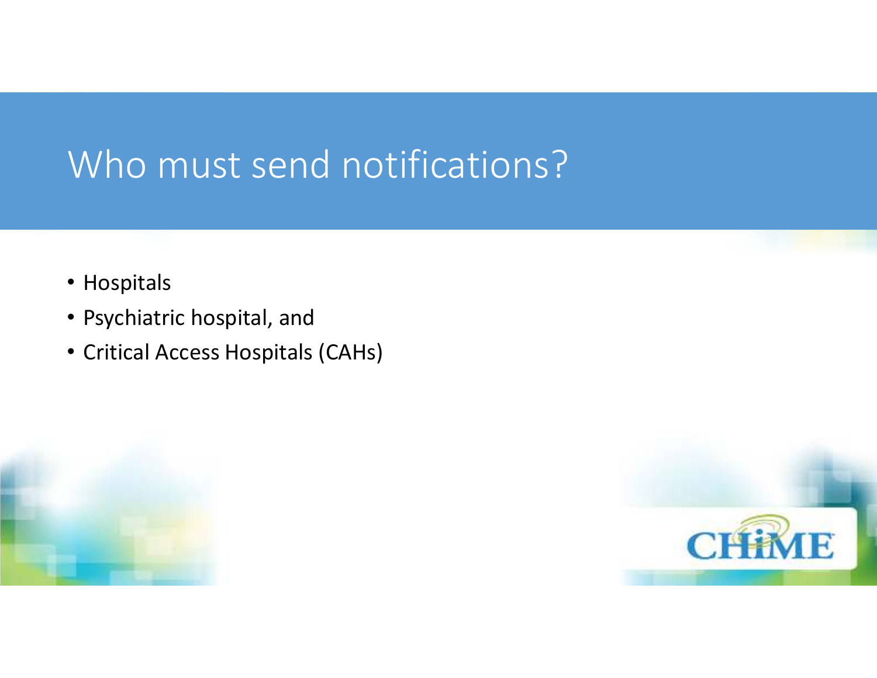# Who must send notifications?

- Hospitals
- Psychiatric hospital, and
- Critical Access Hospitals (CAHs)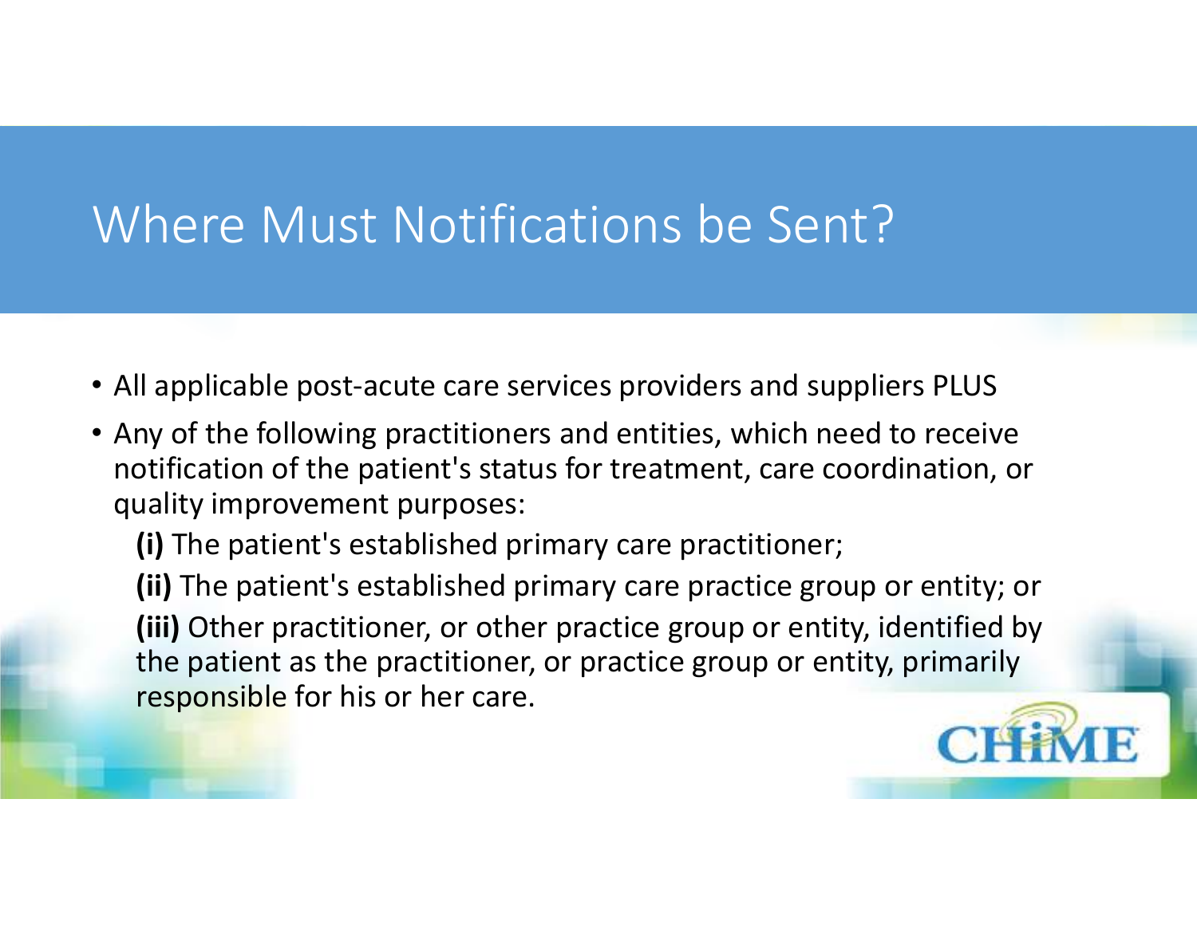# Where Must Notifications be Sent?

- All applicable post-acute care services providers and suppliers PLUS
- Any of the following practitioners and entities, which need to receive notification of the patient's status for treatment, care coordination, or quality improvement purposes:

  **(i)** The patient's established primary care practitioner;

  **(ii)** The patient's established primary care practice group or entity; or

  **(iii)** Other practitioner, or other practice group or entity, identified by the patient as the practitioner, or practice group or entity, primarily responsible for his or her care.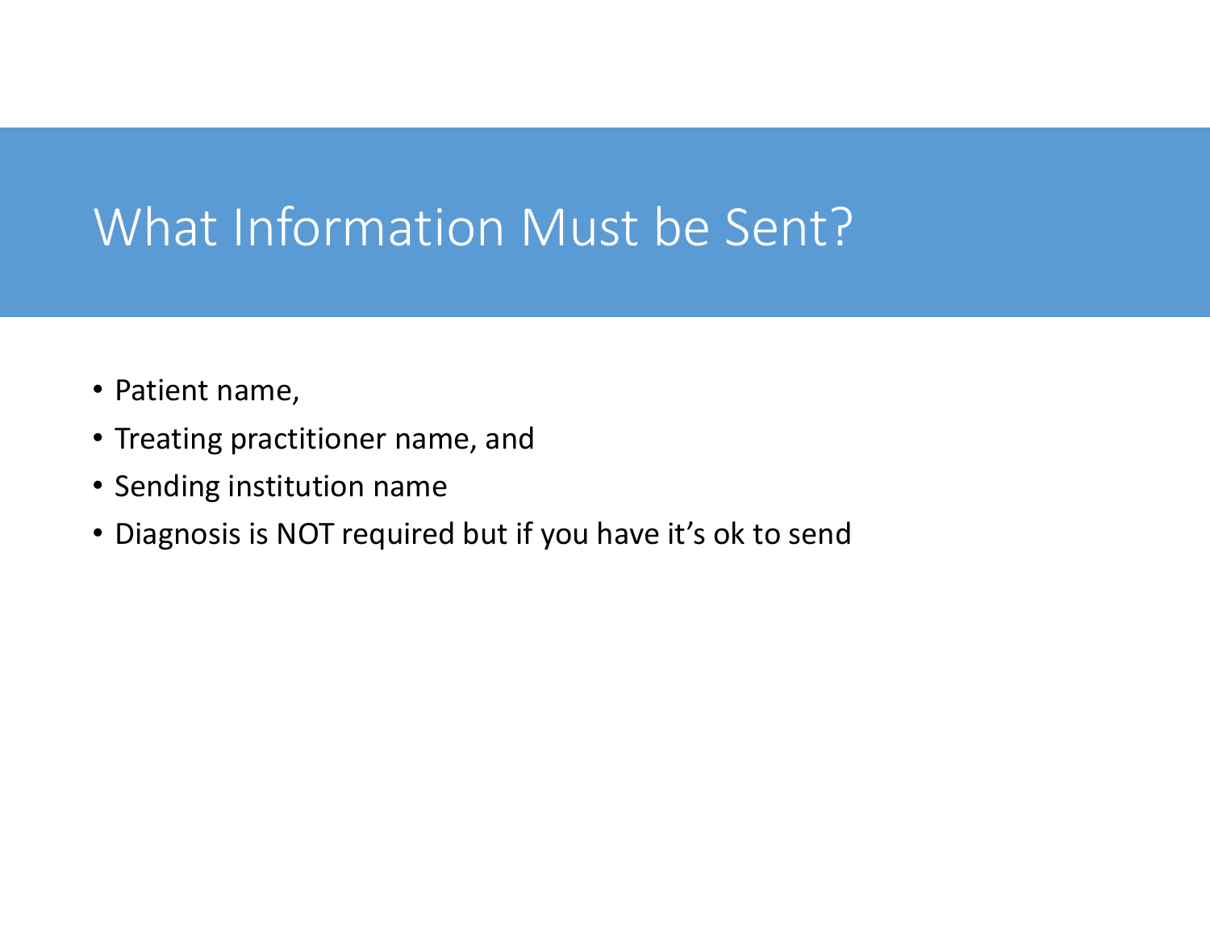# What Information Must be Sent?

- Patient name,
- Treating practitioner name, and
- Sending institution name
- Diagnosis is NOT required but if you have it's ok to send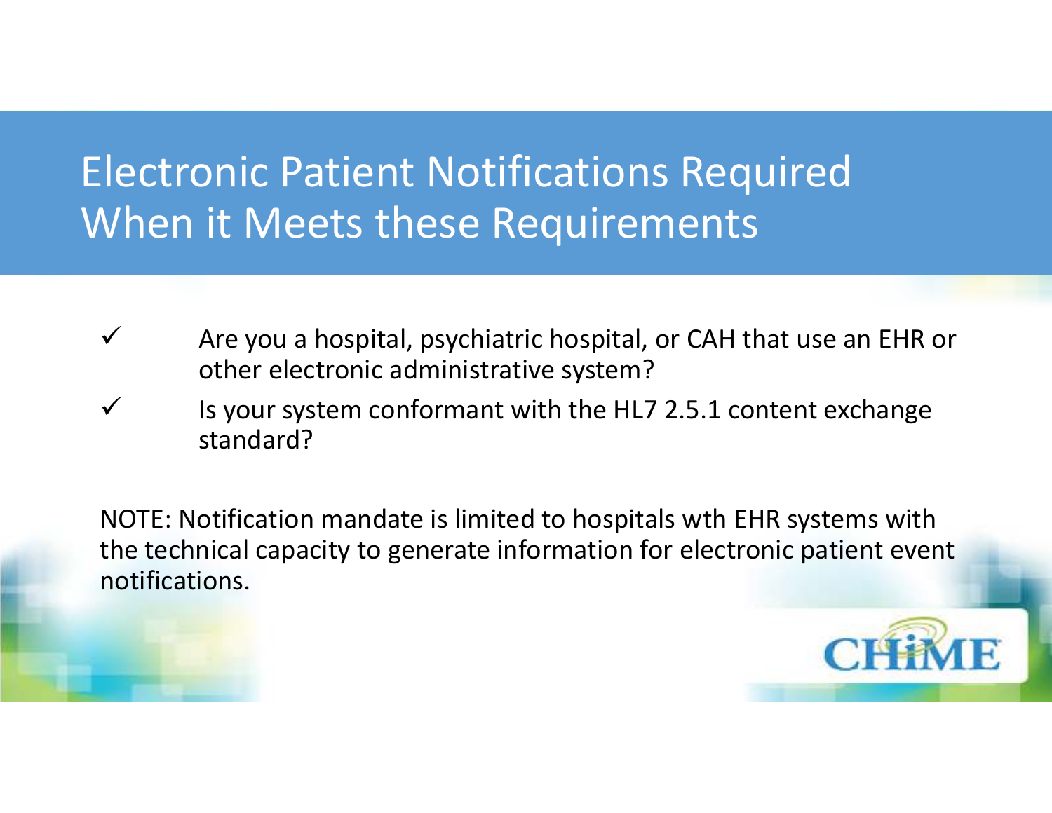# Electronic Patient Notifications Required When it Meets these Requirements

- ✓ Are you a hospital, psychiatric hospital, or CAH that use an EHR or other electronic administrative system?
- ✓ Is your system conformant with the HL7 2.5.1 content exchange standard?

NOTE: Notification mandate is limited to hospitals wth EHR systems with the technical capacity to generate information for electronic patient event notifications.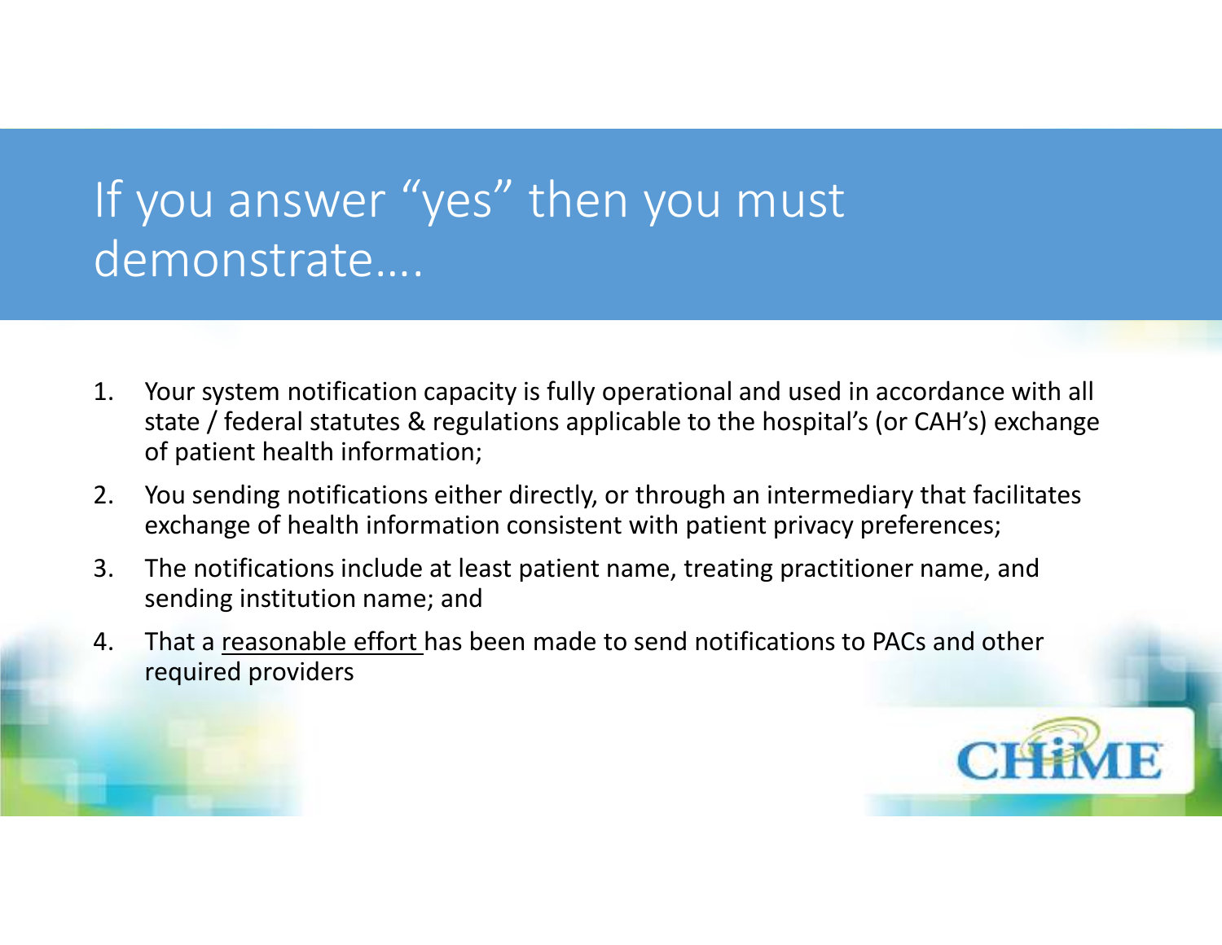# If you answer "yes" then you must demonstrate....

1. Your system notification capacity is fully operational and used in accordance with all state / federal statutes & regulations applicable to the hospital's (or CAH's) exchange of patient health information;
2. You sending notifications either directly, or through an intermediary that facilitates exchange of health information consistent with patient privacy preferences;
3. The notifications include at least patient name, treating practitioner name, and sending institution name; and
4. That a <u>reasonable effort</u> has been made to send notifications to PACs and other required providers

CHIME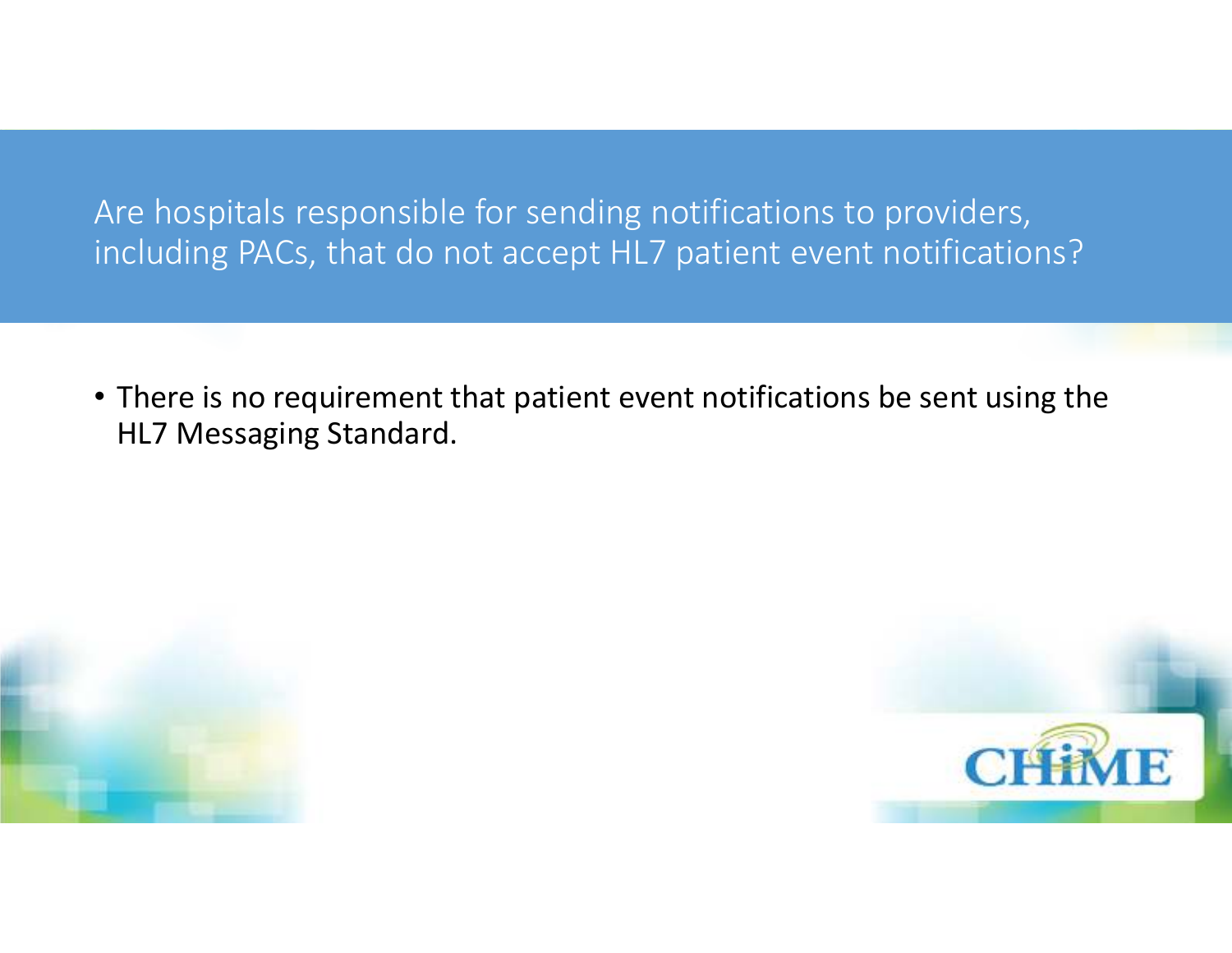## Are hospitals responsible for sending notifications to providers, including PACs, that do not accept HL7 patient event notifications?

- There is no requirement that patient event notifications be sent using the HL7 Messaging Standard.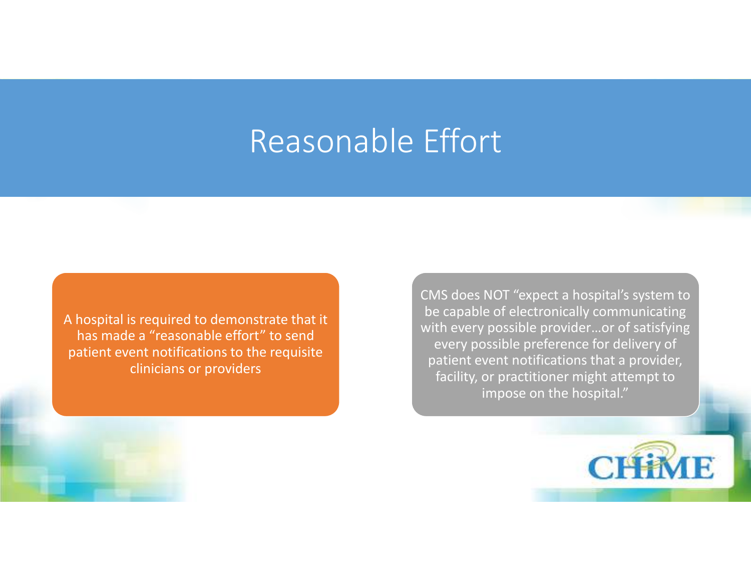# Reasonable Effort

A hospital is required to demonstrate that it has made a "reasonable effort" to send patient event notifications to the requisite clinicians or providers

CMS does NOT "expect a hospital's system to be capable of electronically communicating with every possible provider…or of satisfying every possible preference for delivery of patient event notifications that a provider, facility, or practitioner might attempt to impose on the hospital."

CHiME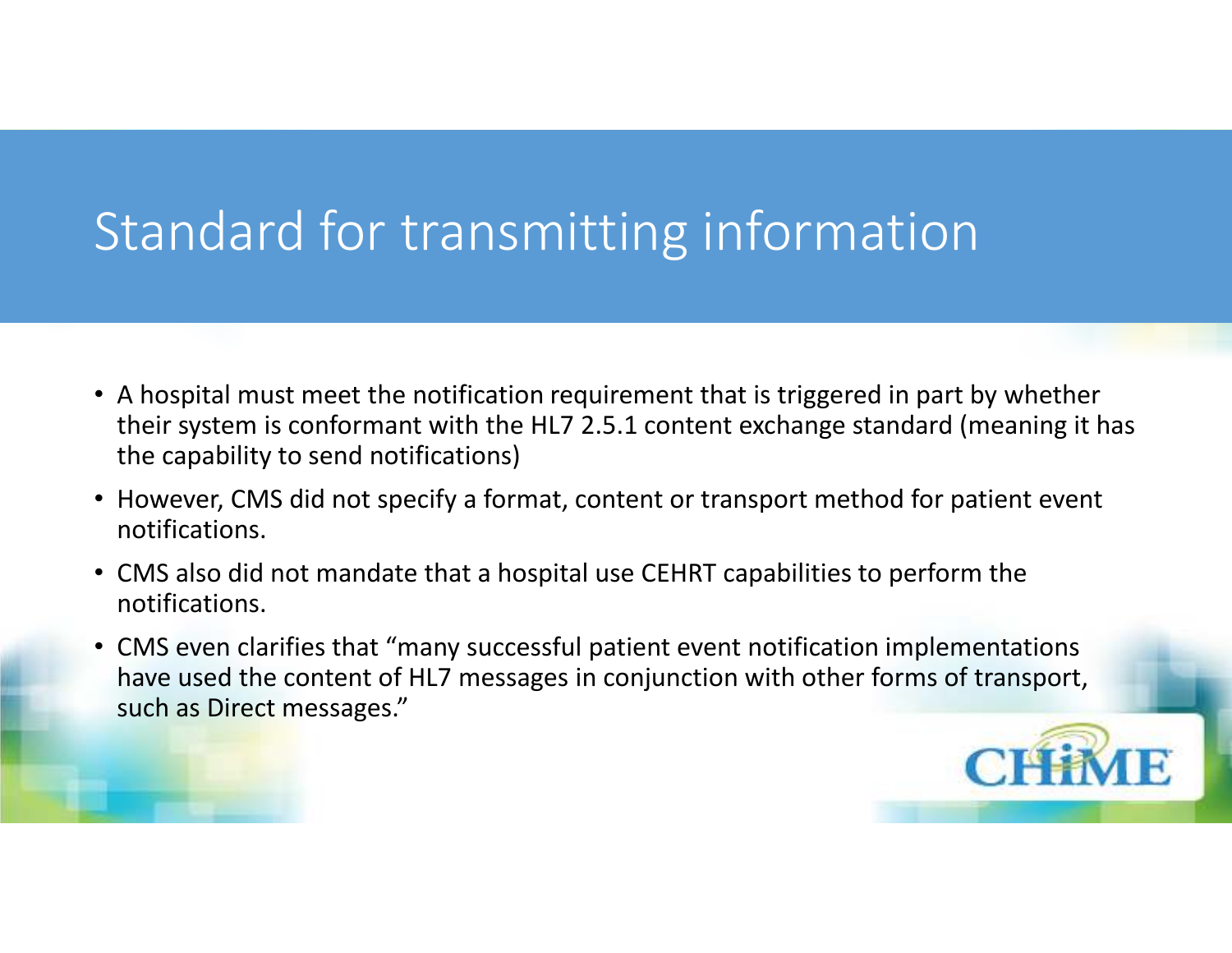# Standard for transmitting information

- A hospital must meet the notification requirement that is triggered in part by whether their system is conformant with the HL7 2.5.1 content exchange standard (meaning it has the capability to send notifications)
- However, CMS did not specify a format, content or transport method for patient event notifications.
- CMS also did not mandate that a hospital use CEHRT capabilities to perform the notifications.
- CMS even clarifies that "many successful patient event notification implementations have used the content of HL7 messages in conjunction with other forms of transport, such as Direct messages."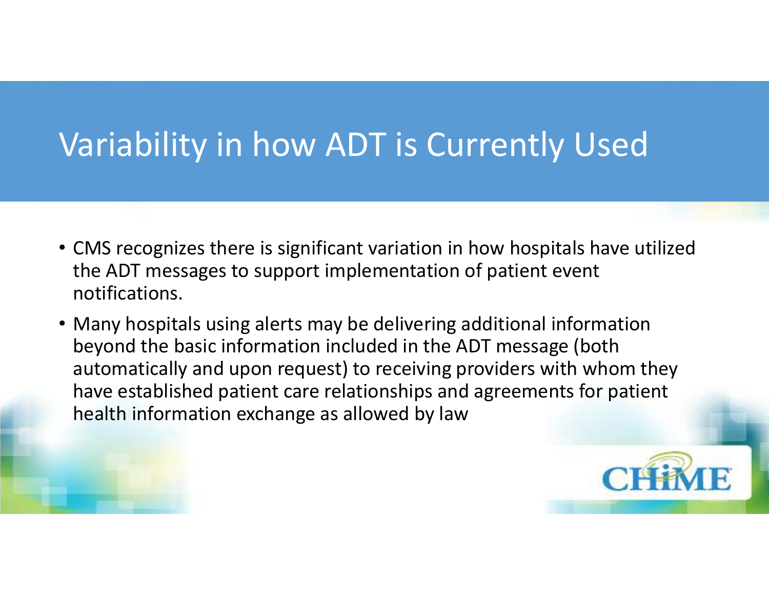# Variability in how ADT is Currently Used

- CMS recognizes there is significant variation in how hospitals have utilized the ADT messages to support implementation of patient event notifications.
- Many hospitals using alerts may be delivering additional information beyond the basic information included in the ADT message (both automatically and upon request) to receiving providers with whom they have established patient care relationships and agreements for patient health information exchange as allowed by law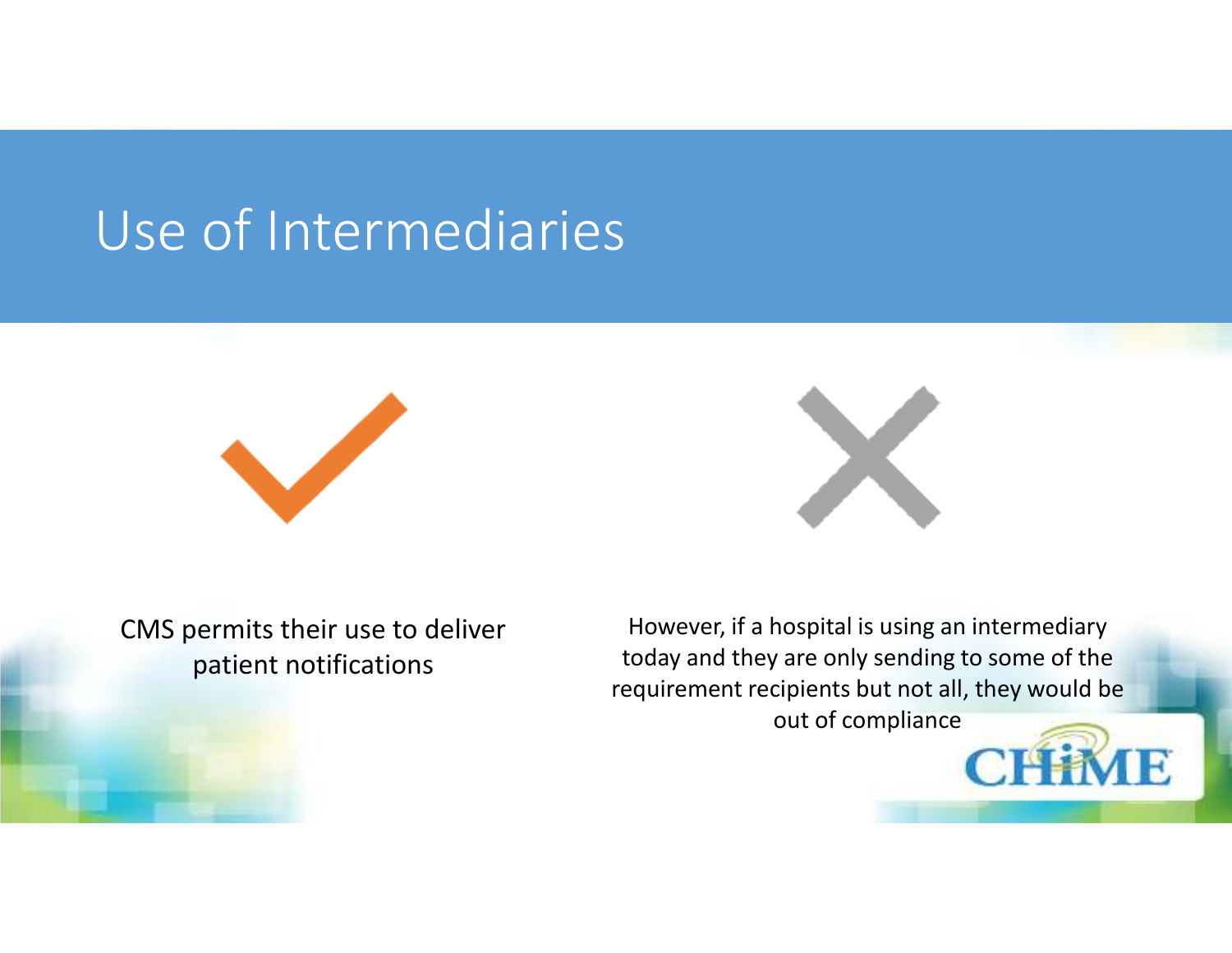# Use of Intermediaries

CMS permits their use to deliver patient notifications

However, if a hospital is using an intermediary today and they are only sending to some of the requirement recipients but not all, they would be out of compliance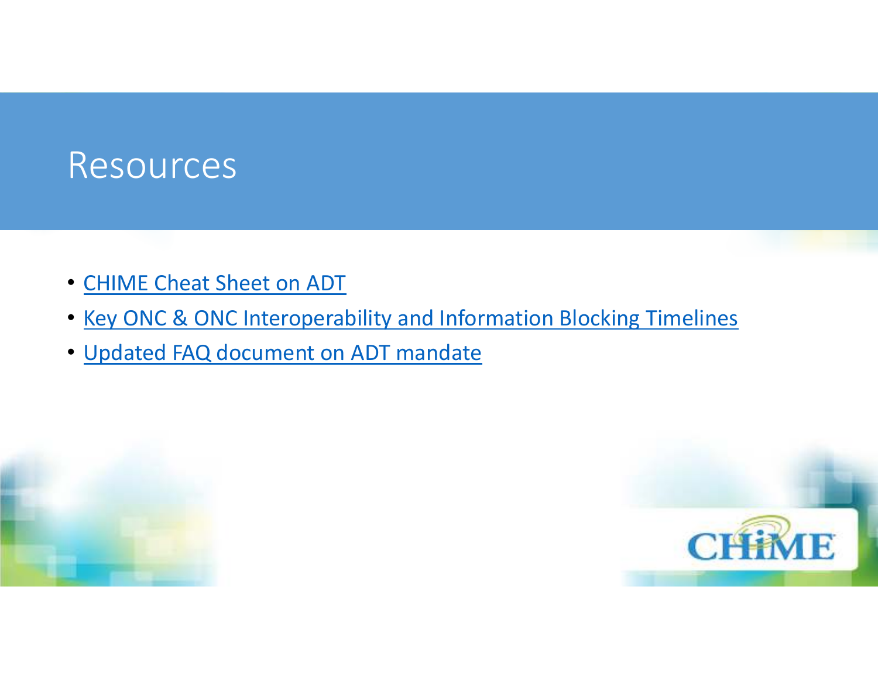# Resources

- CHIME Cheat Sheet on ADT
- Key ONC & ONC Interoperability and Information Blocking Timelines
- Updated FAQ document on ADT mandate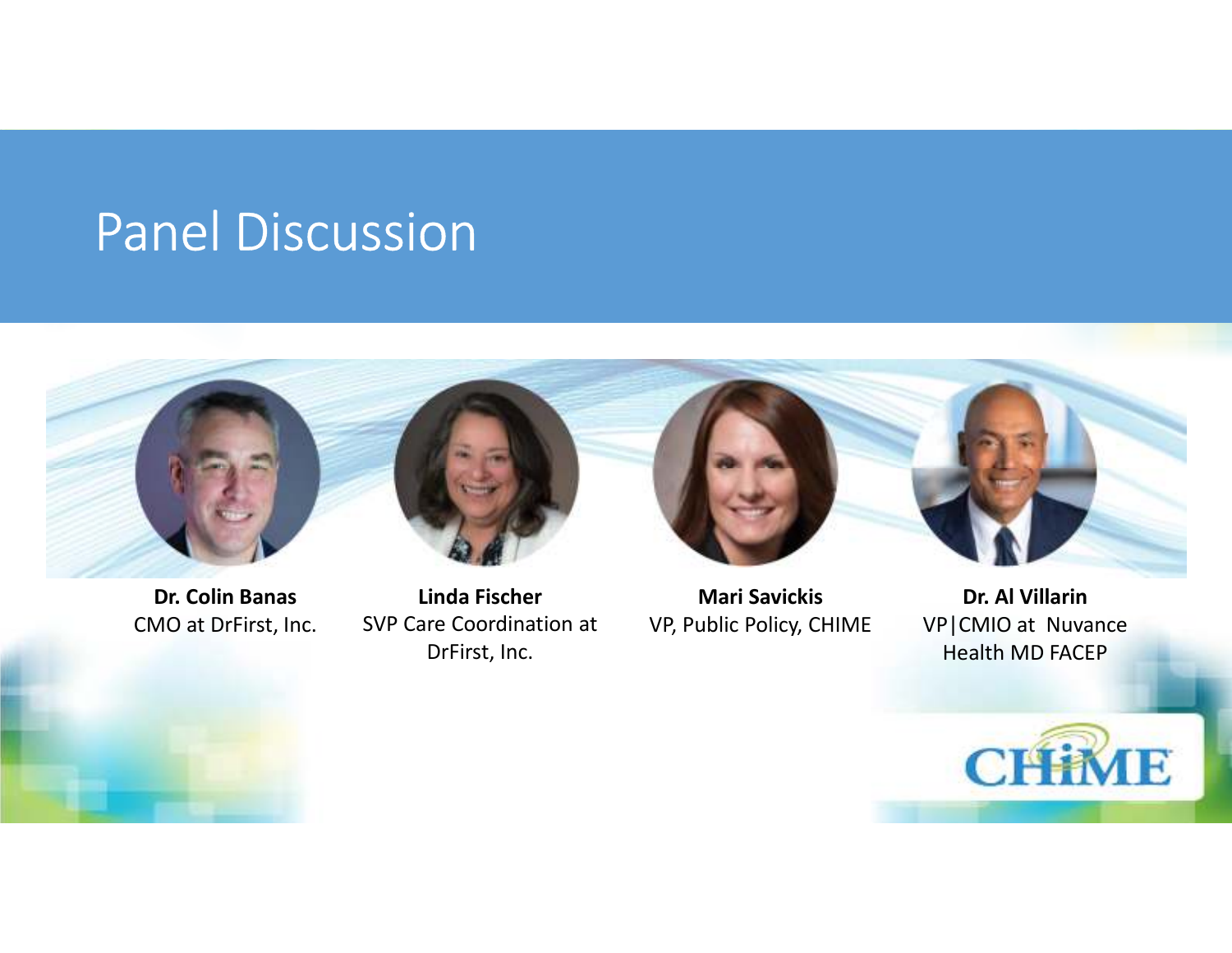# Panel Discussion

**Dr. Colin Banas**
CMO at DrFirst, Inc.

**Linda Fischer**
SVP Care Coordination at DrFirst, Inc.

**Mari Savickis**
VP, Public Policy, CHIME

**Dr. Al Villarin**
VP|CMIO at Nuvance Health MD FACEP

CHiME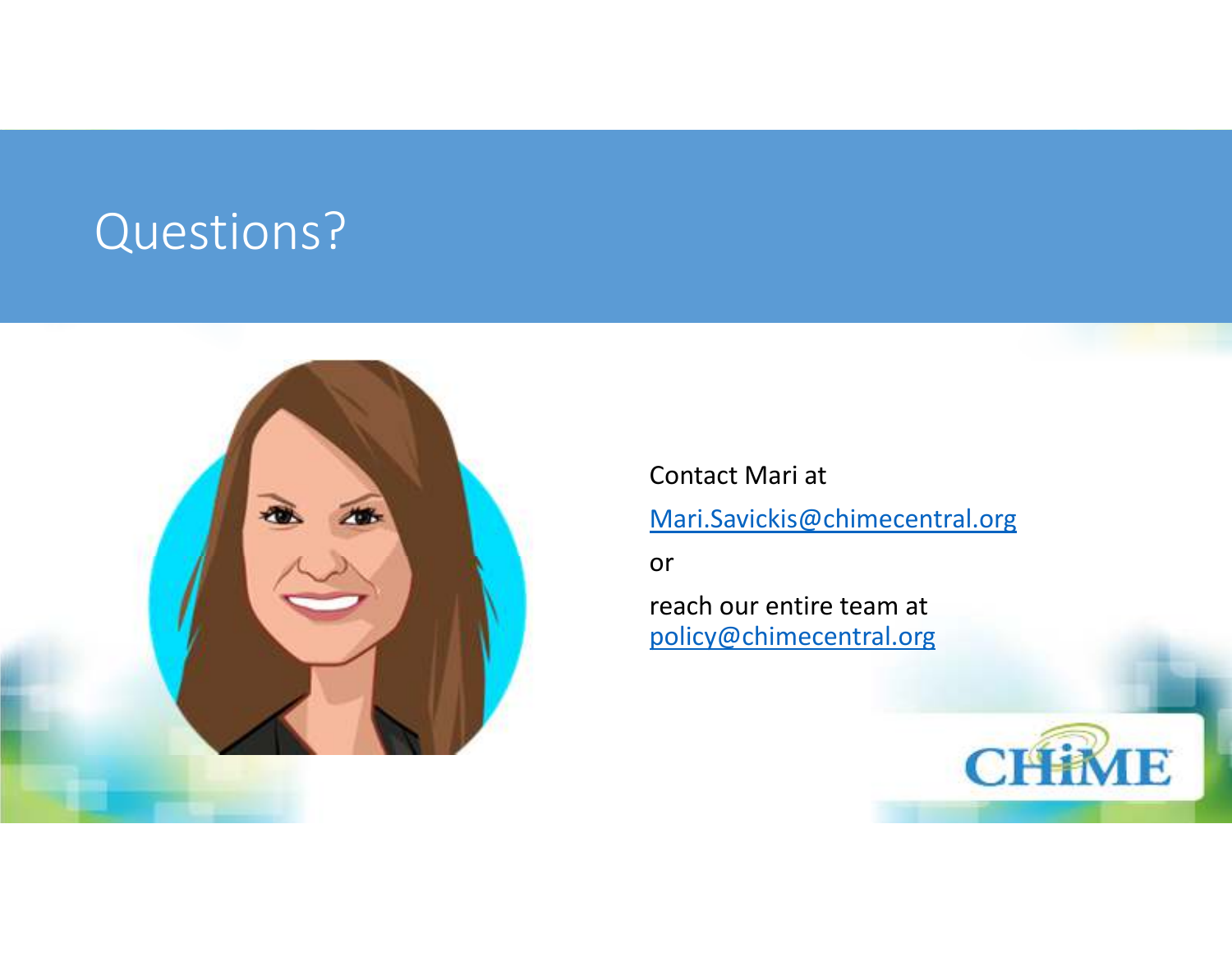# Questions?

Contact Mari at

Mari.Savickis@chimecentral.org

or

reach our entire team at policy@chimecentral.org